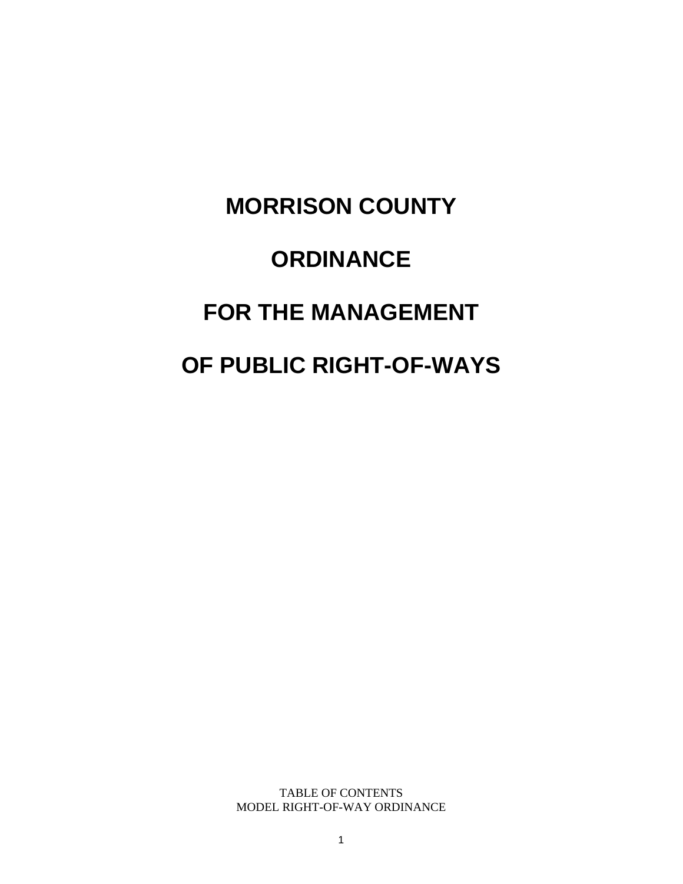# MORRISON COUNTY

# ORDINANCE

# FOR THE MANAGEMENT

# OF PUBLIC RIGHT-OF-WAYS

TABLE OF CONTENTS
MODEL RIGHT-OF-WAY ORDINANCE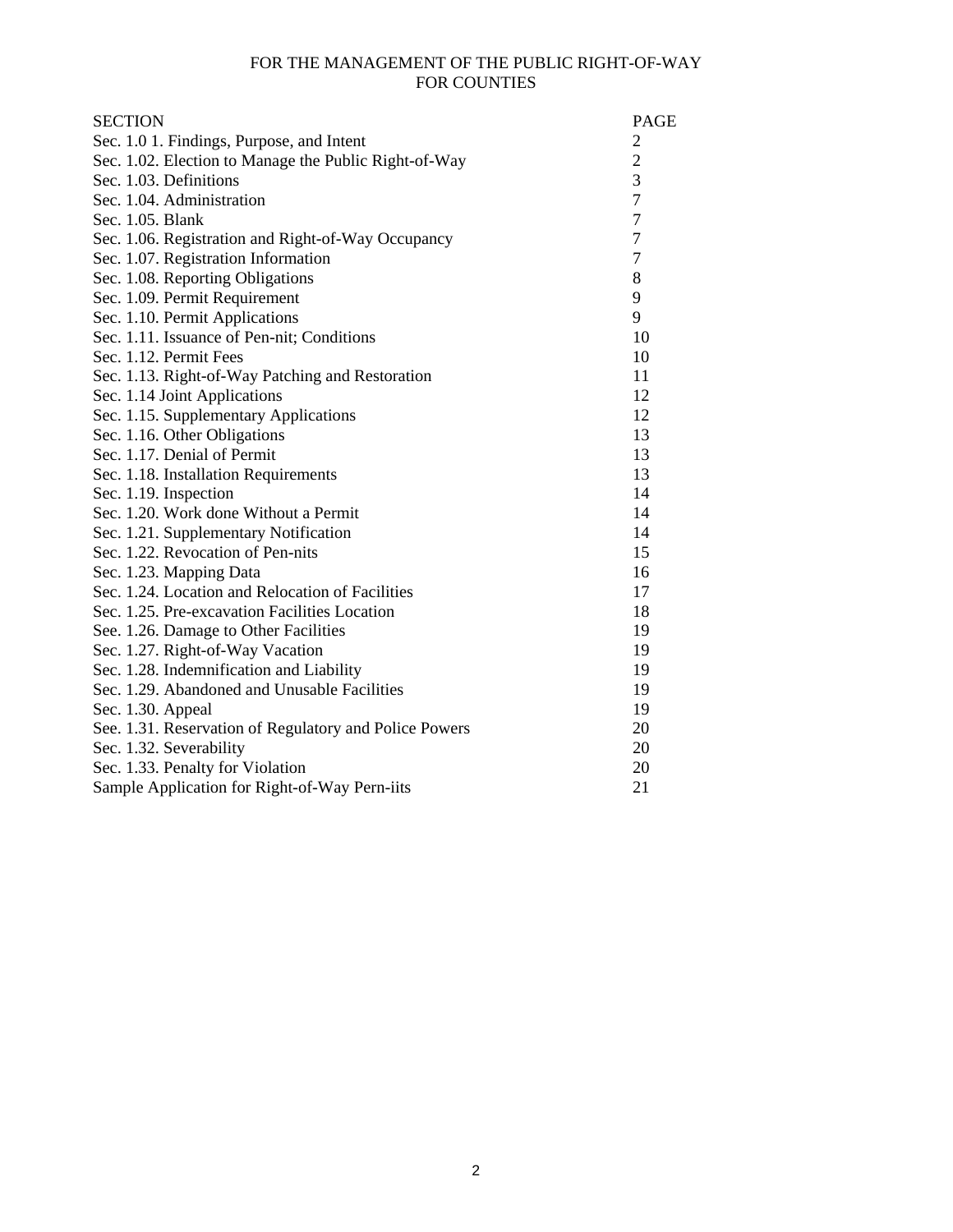FOR THE MANAGEMENT OF THE PUBLIC RIGHT-OF-WAY
FOR COUNTIES

| SECTION | PAGE |
|---|---|
| Sec. 1.0 1. Findings, Purpose, and Intent | 2 |
| Sec. 1.02. Election to Manage the Public Right-of-Way | 2 |
| Sec. 1.03. Definitions | 3 |
| Sec. 1.04. Administration | 7 |
| Sec. 1.05. Blank | 7 |
| Sec. 1.06. Registration and Right-of-Way Occupancy | 7 |
| Sec. 1.07. Registration Information | 7 |
| Sec. 1.08. Reporting Obligations | 8 |
| Sec. 1.09. Permit Requirement | 9 |
| Sec. 1.10. Permit Applications | 9 |
| Sec. 1.11. Issuance of Pen-nit; Conditions | 10 |
| Sec. 1.12. Permit Fees | 10 |
| Sec. 1.13. Right-of-Way Patching and Restoration | 11 |
| Sec. 1.14 Joint Applications | 12 |
| Sec. 1.15. Supplementary Applications | 12 |
| Sec. 1.16. Other Obligations | 13 |
| Sec. 1.17. Denial of Permit | 13 |
| Sec. 1.18. Installation Requirements | 13 |
| Sec. 1.19. Inspection | 14 |
| Sec. 1.20. Work done Without a Permit | 14 |
| Sec. 1.21. Supplementary Notification | 14 |
| Sec. 1.22. Revocation of Pen-nits | 15 |
| Sec. 1.23. Mapping Data | 16 |
| Sec. 1.24. Location and Relocation of Facilities | 17 |
| Sec. 1.25. Pre-excavation Facilities Location | 18 |
| See. 1.26. Damage to Other Facilities | 19 |
| Sec. 1.27. Right-of-Way Vacation | 19 |
| Sec. 1.28. Indemnification and Liability | 19 |
| Sec. 1.29. Abandoned and Unusable Facilities | 19 |
| Sec. 1.30. Appeal | 19 |
| See. 1.31. Reservation of Regulatory and Police Powers | 20 |
| Sec. 1.32. Severability | 20 |
| Sec. 1.33. Penalty for Violation | 20 |
| Sample Application for Right-of-Way Pern-iits | 21 |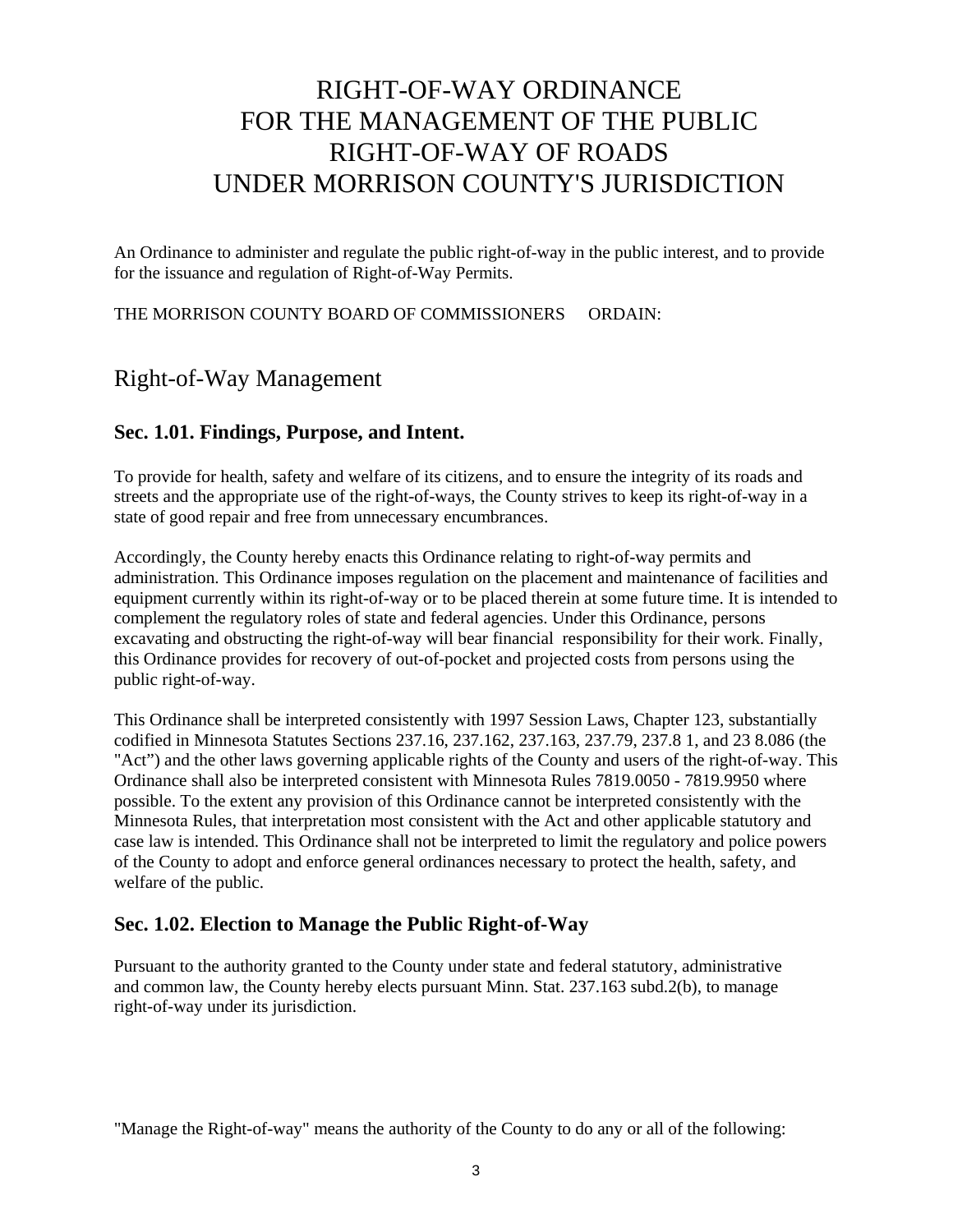# RIGHT-OF-WAY ORDINANCE FOR THE MANAGEMENT OF THE PUBLIC RIGHT-OF-WAY OF ROADS UNDER MORRISON COUNTY'S JURISDICTION

An Ordinance to administer and regulate the public right-of-way in the public interest, and to provide for the issuance and regulation of Right-of-Way Permits.

THE MORRISON COUNTY BOARD OF COMMISSIONERS ORDAIN:

## Right-of-Way Management

### Sec. 1.01. Findings, Purpose, and Intent.

To provide for health, safety and welfare of its citizens, and to ensure the integrity of its roads and streets and the appropriate use of the right-of-ways, the County strives to keep its right-of-way in a state of good repair and free from unnecessary encumbrances.

Accordingly, the County hereby enacts this Ordinance relating to right-of-way permits and administration. This Ordinance imposes regulation on the placement and maintenance of facilities and equipment currently within its right-of-way or to be placed therein at some future time. It is intended to complement the regulatory roles of state and federal agencies. Under this Ordinance, persons excavating and obstructing the right-of-way will bear financial responsibility for their work. Finally, this Ordinance provides for recovery of out-of-pocket and projected costs from persons using the public right-of-way.

This Ordinance shall be interpreted consistently with 1997 Session Laws, Chapter 123, substantially codified in Minnesota Statutes Sections 237.16, 237.162, 237.163, 237.79, 237.8 1, and 23 8.086 (the "Act") and the other laws governing applicable rights of the County and users of the right-of-way. This Ordinance shall also be interpreted consistent with Minnesota Rules 7819.0050 - 7819.9950 where possible. To the extent any provision of this Ordinance cannot be interpreted consistently with the Minnesota Rules, that interpretation most consistent with the Act and other applicable statutory and case law is intended. This Ordinance shall not be interpreted to limit the regulatory and police powers of the County to adopt and enforce general ordinances necessary to protect the health, safety, and welfare of the public.

### Sec. 1.02. Election to Manage the Public Right-of-Way

Pursuant to the authority granted to the County under state and federal statutory, administrative and common law, the County hereby elects pursuant Minn. Stat. 237.163 subd.2(b), to manage right-of-way under its jurisdiction.

"Manage the Right-of-way" means the authority of the County to do any or all of the following: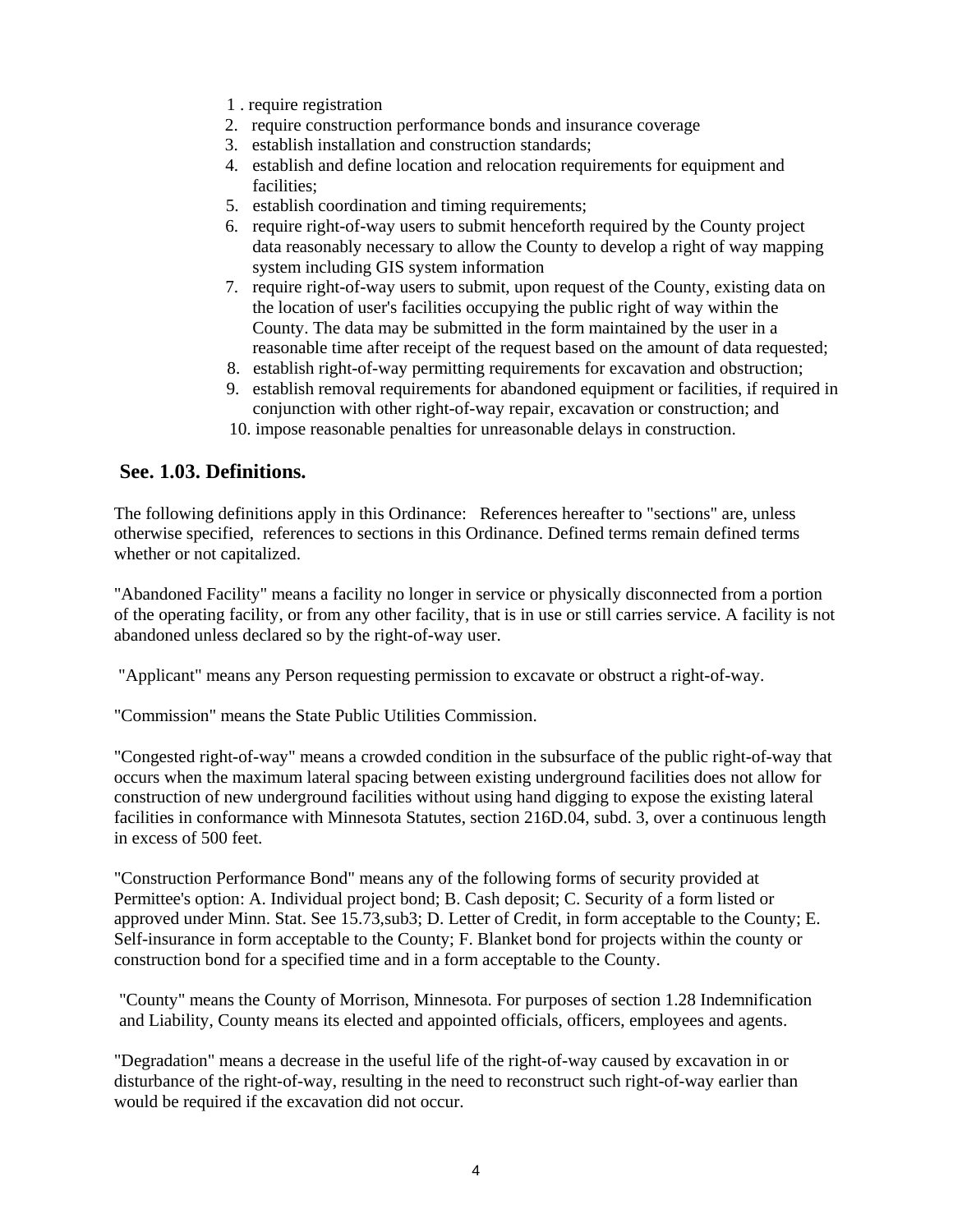1. require registration
2. require construction performance bonds and insurance coverage
3. establish installation and construction standards;
4. establish and define location and relocation requirements for equipment and facilities;
5. establish coordination and timing requirements;
6. require right-of-way users to submit henceforth required by the County project data reasonably necessary to allow the County to develop a right of way mapping system including GIS system information
7. require right-of-way users to submit, upon request of the County, existing data on the location of user's facilities occupying the public right of way within the County. The data may be submitted in the form maintained by the user in a reasonable time after receipt of the request based on the amount of data requested;
8. establish right-of-way permitting requirements for excavation and obstruction;
9. establish removal requirements for abandoned equipment or facilities, if required in conjunction with other right-of-way repair, excavation or construction; and
10. impose reasonable penalties for unreasonable delays in construction.

## See. 1.03. Definitions.

The following definitions apply in this Ordinance: References hereafter to "sections" are, unless otherwise specified, references to sections in this Ordinance. Defined terms remain defined terms whether or not capitalized.

"Abandoned Facility" means a facility no longer in service or physically disconnected from a portion of the operating facility, or from any other facility, that is in use or still carries service. A facility is not abandoned unless declared so by the right-of-way user.

"Applicant" means any Person requesting permission to excavate or obstruct a right-of-way.

"Commission" means the State Public Utilities Commission.

"Congested right-of-way" means a crowded condition in the subsurface of the public right-of-way that occurs when the maximum lateral spacing between existing underground facilities does not allow for construction of new underground facilities without using hand digging to expose the existing lateral facilities in conformance with Minnesota Statutes, section 216D.04, subd. 3, over a continuous length in excess of 500 feet.

"Construction Performance Bond" means any of the following forms of security provided at Permittee's option: A. Individual project bond; B. Cash deposit; C. Security of a form listed or approved under Minn. Stat. See 15.73,sub3; D. Letter of Credit, in form acceptable to the County; E. Self-insurance in form acceptable to the County; F. Blanket bond for projects within the county or construction bond for a specified time and in a form acceptable to the County.

"County" means the County of Morrison, Minnesota. For purposes of section 1.28 Indemnification and Liability, County means its elected and appointed officials, officers, employees and agents.

"Degradation" means a decrease in the useful life of the right-of-way caused by excavation in or disturbance of the right-of-way, resulting in the need to reconstruct such right-of-way earlier than would be required if the excavation did not occur.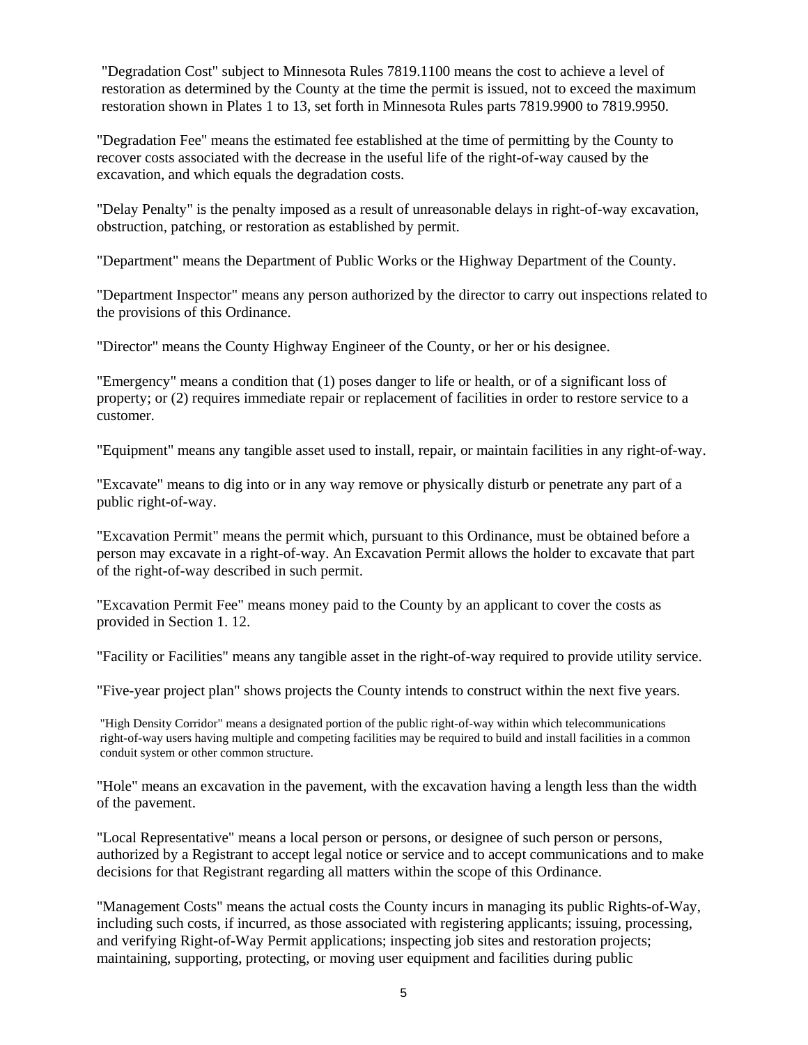"Degradation Cost" subject to Minnesota Rules 7819.1100 means the cost to achieve a level of restoration as determined by the County at the time the permit is issued, not to exceed the maximum restoration shown in Plates 1 to 13, set forth in Minnesota Rules parts 7819.9900 to 7819.9950.

"Degradation Fee" means the estimated fee established at the time of permitting by the County to recover costs associated with the decrease in the useful life of the right-of-way caused by the excavation, and which equals the degradation costs.

"Delay Penalty" is the penalty imposed as a result of unreasonable delays in right-of-way excavation, obstruction, patching, or restoration as established by permit.

"Department" means the Department of Public Works or the Highway Department of the County.

"Department Inspector" means any person authorized by the director to carry out inspections related to the provisions of this Ordinance.

"Director" means the County Highway Engineer of the County, or her or his designee.

"Emergency" means a condition that (1) poses danger to life or health, or of a significant loss of property; or (2) requires immediate repair or replacement of facilities in order to restore service to a customer.

"Equipment" means any tangible asset used to install, repair, or maintain facilities in any right-of-way.

"Excavate" means to dig into or in any way remove or physically disturb or penetrate any part of a public right-of-way.

"Excavation Permit" means the permit which, pursuant to this Ordinance, must be obtained before a person may excavate in a right-of-way. An Excavation Permit allows the holder to excavate that part of the right-of-way described in such permit.

"Excavation Permit Fee" means money paid to the County by an applicant to cover the costs as provided in Section 1. 12.

"Facility or Facilities" means any tangible asset in the right-of-way required to provide utility service.

"Five-year project plan" shows projects the County intends to construct within the next five years.

"High Density Corridor" means a designated portion of the public right-of-way within which telecommunications right-of-way users having multiple and competing facilities may be required to build and install facilities in a common conduit system or other common structure.

"Hole" means an excavation in the pavement, with the excavation having a length less than the width of the pavement.

"Local Representative" means a local person or persons, or designee of such person or persons, authorized by a Registrant to accept legal notice or service and to accept communications and to make decisions for that Registrant regarding all matters within the scope of this Ordinance.

"Management Costs" means the actual costs the County incurs in managing its public Rights-of-Way, including such costs, if incurred, as those associated with registering applicants; issuing, processing, and verifying Right-of-Way Permit applications; inspecting job sites and restoration projects; maintaining, supporting, protecting, or moving user equipment and facilities during public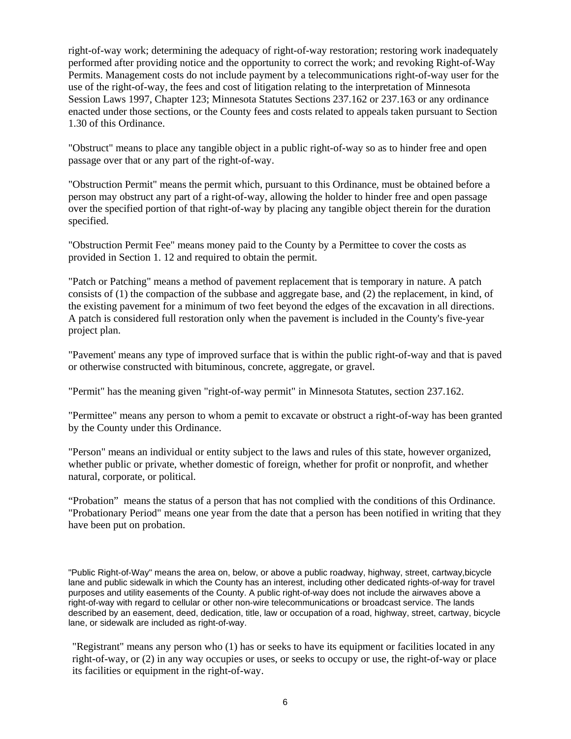right-of-way work; determining the adequacy of right-of-way restoration; restoring work inadequately performed after providing notice and the opportunity to correct the work; and revoking Right-of-Way Permits. Management costs do not include payment by a telecommunications right-of-way user for the use of the right-of-way, the fees and cost of litigation relating to the interpretation of Minnesota Session Laws 1997, Chapter 123; Minnesota Statutes Sections 237.162 or 237.163 or any ordinance enacted under those sections, or the County fees and costs related to appeals taken pursuant to Section 1.30 of this Ordinance.

"Obstruct" means to place any tangible object in a public right-of-way so as to hinder free and open passage over that or any part of the right-of-way.

"Obstruction Permit" means the permit which, pursuant to this Ordinance, must be obtained before a person may obstruct any part of a right-of-way, allowing the holder to hinder free and open passage over the specified portion of that right-of-way by placing any tangible object therein for the duration specified.

"Obstruction Permit Fee" means money paid to the County by a Permittee to cover the costs as provided in Section 1. 12 and required to obtain the permit.

"Patch or Patching" means a method of pavement replacement that is temporary in nature. A patch consists of (1) the compaction of the subbase and aggregate base, and (2) the replacement, in kind, of the existing pavement for a minimum of two feet beyond the edges of the excavation in all directions. A patch is considered full restoration only when the pavement is included in the County's five-year project plan.

"Pavement' means any type of improved surface that is within the public right-of-way and that is paved or otherwise constructed with bituminous, concrete, aggregate, or gravel.

"Permit" has the meaning given "right-of-way permit" in Minnesota Statutes, section 237.162.

"Permittee" means any person to whom a pemit to excavate or obstruct a right-of-way has been granted by the County under this Ordinance.

"Person" means an individual or entity subject to the laws and rules of this state, however organized, whether public or private, whether domestic of foreign, whether for profit or nonprofit, and whether natural, corporate, or political.

“Probation” means the status of a person that has not complied with the conditions of this Ordinance. "Probationary Period" means one year from the date that a person has been notified in writing that they have been put on probation.

"Public Right-of-Way" means the area on, below, or above a public roadway, highway, street, cartway,bicycle lane and public sidewalk in which the County has an interest, including other dedicated rights-of-way for travel purposes and utility easements of the County. A public right-of-way does not include the airwaves above a right-of-way with regard to cellular or other non-wire telecommunications or broadcast service. The lands described by an easement, deed, dedication, title, law or occupation of a road, highway, street, cartway, bicycle lane, or sidewalk are included as right-of-way.

"Registrant" means any person who (1) has or seeks to have its equipment or facilities located in any right-of-way, or (2) in any way occupies or uses, or seeks to occupy or use, the right-of-way or place its facilities or equipment in the right-of-way.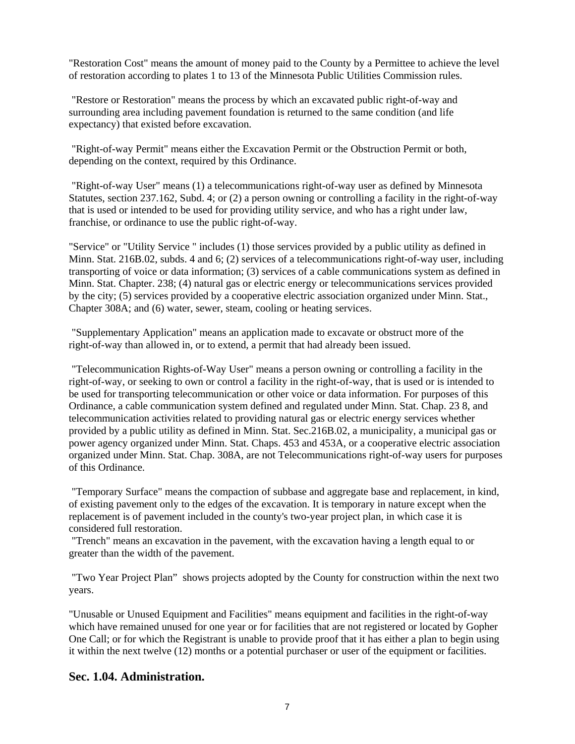"Restoration Cost" means the amount of money paid to the County by a Permittee to achieve the level of restoration according to plates 1 to 13 of the Minnesota Public Utilities Commission rules.

"Restore or Restoration" means the process by which an excavated public right-of-way and surrounding area including pavement foundation is returned to the same condition (and life expectancy) that existed before excavation.

"Right-of-way Permit" means either the Excavation Permit or the Obstruction Permit or both, depending on the context, required by this Ordinance.

"Right-of-way User" means (1) a telecommunications right-of-way user as defined by Minnesota Statutes, section 237.162, Subd. 4; or (2) a person owning or controlling a facility in the right-of-way that is used or intended to be used for providing utility service, and who has a right under law, franchise, or ordinance to use the public right-of-way.

"Service" or "Utility Service " includes (1) those services provided by a public utility as defined in Minn. Stat. 216B.02, subds. 4 and 6; (2) services of a telecommunications right-of-way user, including transporting of voice or data information; (3) services of a cable communications system as defined in Minn. Stat. Chapter. 238; (4) natural gas or electric energy or telecommunications services provided by the city; (5) services provided by a cooperative electric association organized under Minn. Stat., Chapter 308A; and (6) water, sewer, steam, cooling or heating services.

"Supplementary Application" means an application made to excavate or obstruct more of the right-of-way than allowed in, or to extend, a permit that had already been issued.

"Telecommunication Rights-of-Way User" means a person owning or controlling a facility in the right-of-way, or seeking to own or control a facility in the right-of-way, that is used or is intended to be used for transporting telecommunication or other voice or data information. For purposes of this Ordinance, a cable communication system defined and regulated under Minn. Stat. Chap. 23 8, and telecommunication activities related to providing natural gas or electric energy services whether provided by a public utility as defined in Minn. Stat. Sec.216B.02, a municipality, a municipal gas or power agency organized under Minn. Stat. Chaps. 453 and 453A, or a cooperative electric association organized under Minn. Stat. Chap. 308A, are not Telecommunications right-of-way users for purposes of this Ordinance.

"Temporary Surface" means the compaction of subbase and aggregate base and replacement, in kind, of existing pavement only to the edges of the excavation. It is temporary in nature except when the replacement is of pavement included in the county's two-year project plan, in which case it is considered full restoration.

"Trench" means an excavation in the pavement, with the excavation having a length equal to or greater than the width of the pavement.

"Two Year Project Plan" shows projects adopted by the County for construction within the next two years.

"Unusable or Unused Equipment and Facilities" means equipment and facilities in the right-of-way which have remained unused for one year or for facilities that are not registered or located by Gopher One Call; or for which the Registrant is unable to provide proof that it has either a plan to begin using it within the next twelve (12) months or a potential purchaser or user of the equipment or facilities.

## Sec. 1.04. Administration.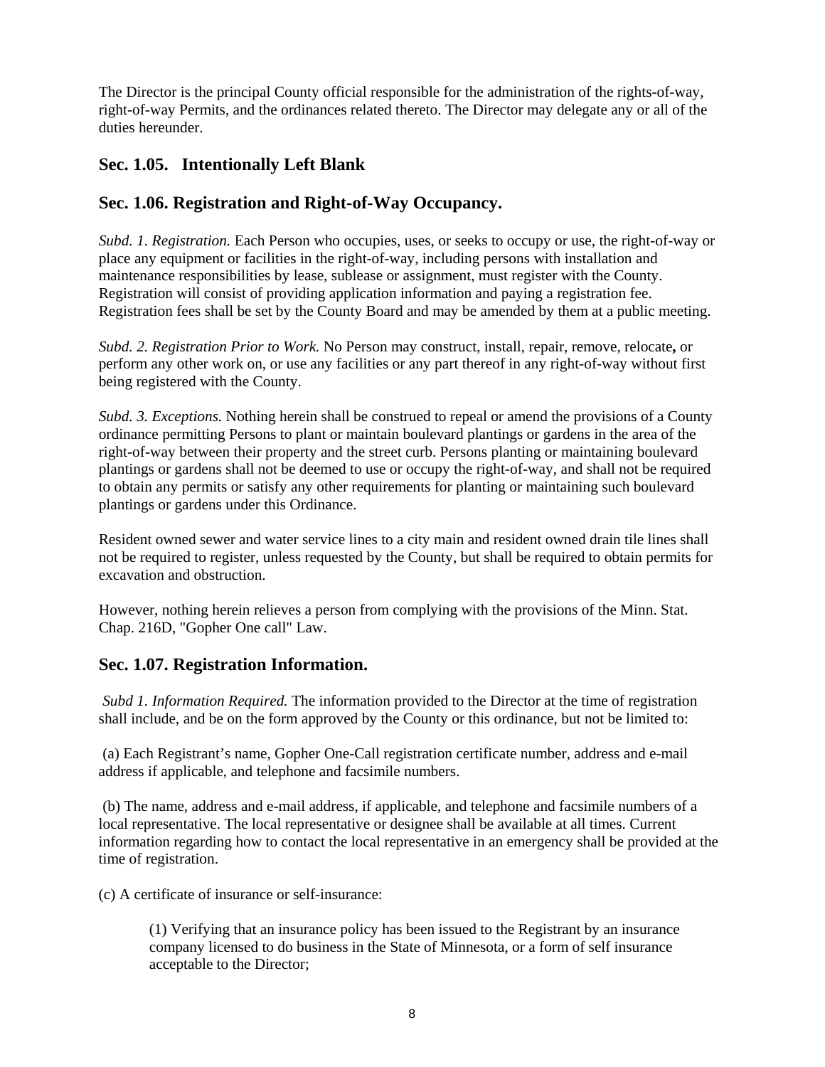The Director is the principal County official responsible for the administration of the rights-of-way, right-of-way Permits, and the ordinances related thereto. The Director may delegate any or all of the duties hereunder.

## Sec. 1.05. Intentionally Left Blank

## Sec. 1.06. Registration and Right-of-Way Occupancy.

*Subd. 1. Registration.* Each Person who occupies, uses, or seeks to occupy or use, the right-of-way or place any equipment or facilities in the right-of-way, including persons with installation and maintenance responsibilities by lease, sublease or assignment, must register with the County. Registration will consist of providing application information and paying a registration fee. Registration fees shall be set by the County Board and may be amended by them at a public meeting.

*Subd. 2. Registration Prior to Work.* No Person may construct, install, repair, remove, relocate**,** or perform any other work on, or use any facilities or any part thereof in any right-of-way without first being registered with the County.

*Subd. 3. Exceptions.* Nothing herein shall be construed to repeal or amend the provisions of a County ordinance permitting Persons to plant or maintain boulevard plantings or gardens in the area of the right-of-way between their property and the street curb. Persons planting or maintaining boulevard plantings or gardens shall not be deemed to use or occupy the right-of-way, and shall not be required to obtain any permits or satisfy any other requirements for planting or maintaining such boulevard plantings or gardens under this Ordinance.

Resident owned sewer and water service lines to a city main and resident owned drain tile lines shall not be required to register, unless requested by the County, but shall be required to obtain permits for excavation and obstruction.

However, nothing herein relieves a person from complying with the provisions of the Minn. Stat. Chap. 216D, "Gopher One call" Law.

## Sec. 1.07. Registration Information.

*Subd 1. Information Required.* The information provided to the Director at the time of registration shall include, and be on the form approved by the County or this ordinance, but not be limited to:

(a) Each Registrant's name, Gopher One-Call registration certificate number, address and e-mail address if applicable, and telephone and facsimile numbers.

(b) The name, address and e-mail address, if applicable, and telephone and facsimile numbers of a local representative. The local representative or designee shall be available at all times. Current information regarding how to contact the local representative in an emergency shall be provided at the time of registration.

(c) A certificate of insurance or self-insurance:

> (1) Verifying that an insurance policy has been issued to the Registrant by an insurance company licensed to do business in the State of Minnesota, or a form of self insurance acceptable to the Director;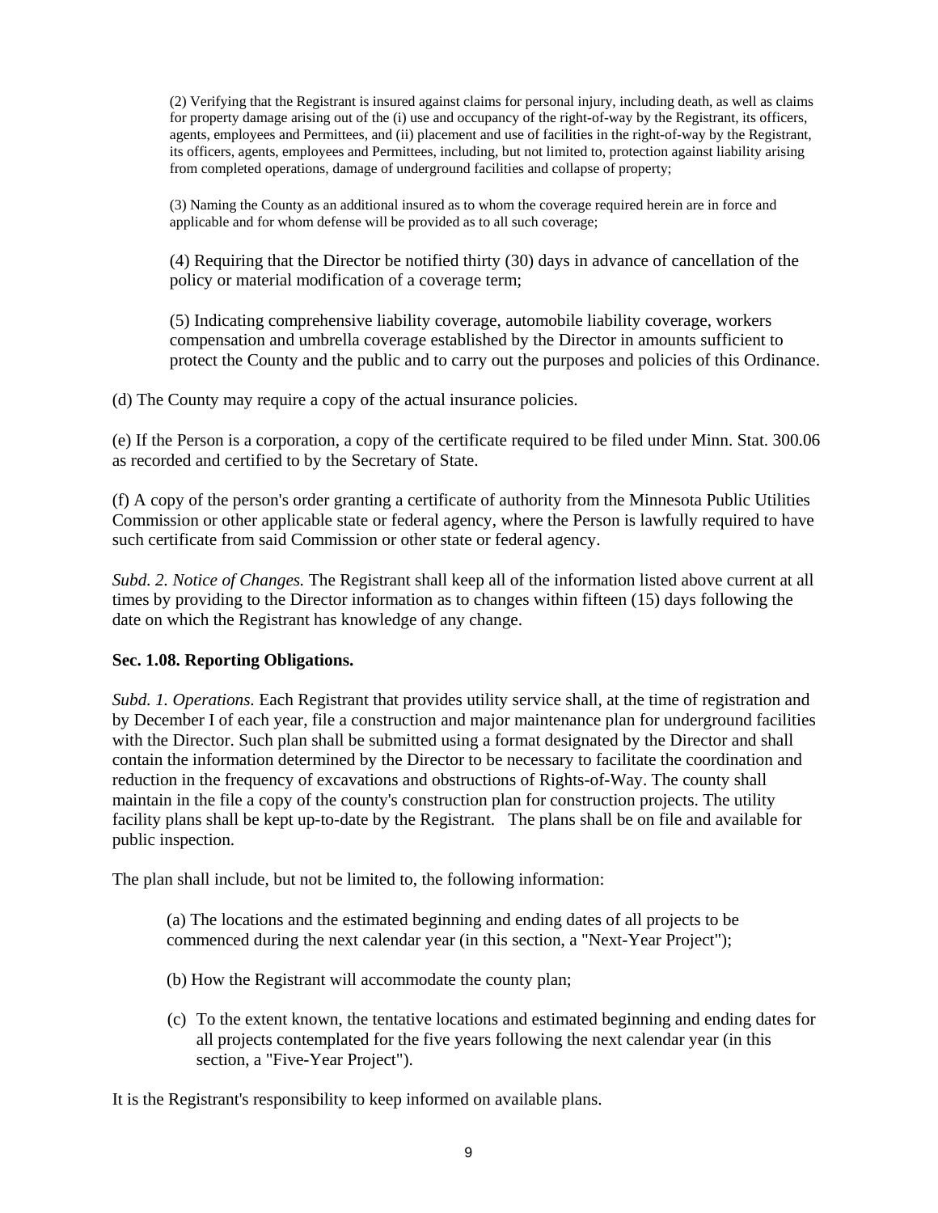(2) Verifying that the Registrant is insured against claims for personal injury, including death, as well as claims for property damage arising out of the (i) use and occupancy of the right-of-way by the Registrant, its officers, agents, employees and Permittees, and (ii) placement and use of facilities in the right-of-way by the Registrant, its officers, agents, employees and Permittees, including, but not limited to, protection against liability arising from completed operations, damage of underground facilities and collapse of property;

(3) Naming the County as an additional insured as to whom the coverage required herein are in force and applicable and for whom defense will be provided as to all such coverage;

(4) Requiring that the Director be notified thirty (30) days in advance of cancellation of the policy or material modification of a coverage term;

(5) Indicating comprehensive liability coverage, automobile liability coverage, workers compensation and umbrella coverage established by the Director in amounts sufficient to protect the County and the public and to carry out the purposes and policies of this Ordinance.

(d) The County may require a copy of the actual insurance policies.

(e) If the Person is a corporation, a copy of the certificate required to be filed under Minn. Stat. 300.06 as recorded and certified to by the Secretary of State.

(f) A copy of the person's order granting a certificate of authority from the Minnesota Public Utilities Commission or other applicable state or federal agency, where the Person is lawfully required to have such certificate from said Commission or other state or federal agency.

*Subd. 2. Notice of Changes.* The Registrant shall keep all of the information listed above current at all times by providing to the Director information as to changes within fifteen (15) days following the date on which the Registrant has knowledge of any change.

**Sec. 1.08. Reporting Obligations.**

*Subd. 1. Operations.* Each Registrant that provides utility service shall, at the time of registration and by December I of each year, file a construction and major maintenance plan for underground facilities with the Director. Such plan shall be submitted using a format designated by the Director and shall contain the information determined by the Director to be necessary to facilitate the coordination and reduction in the frequency of excavations and obstructions of Rights-of-Way. The county shall maintain in the file a copy of the county's construction plan for construction projects. The utility facility plans shall be kept up-to-date by the Registrant. The plans shall be on file and available for public inspection.

The plan shall include, but not be limited to, the following information:

(a) The locations and the estimated beginning and ending dates of all projects to be commenced during the next calendar year (in this section, a "Next-Year Project");

(b) How the Registrant will accommodate the county plan;

(c) To the extent known, the tentative locations and estimated beginning and ending dates for all projects contemplated for the five years following the next calendar year (in this section, a "Five-Year Project").

It is the Registrant's responsibility to keep informed on available plans.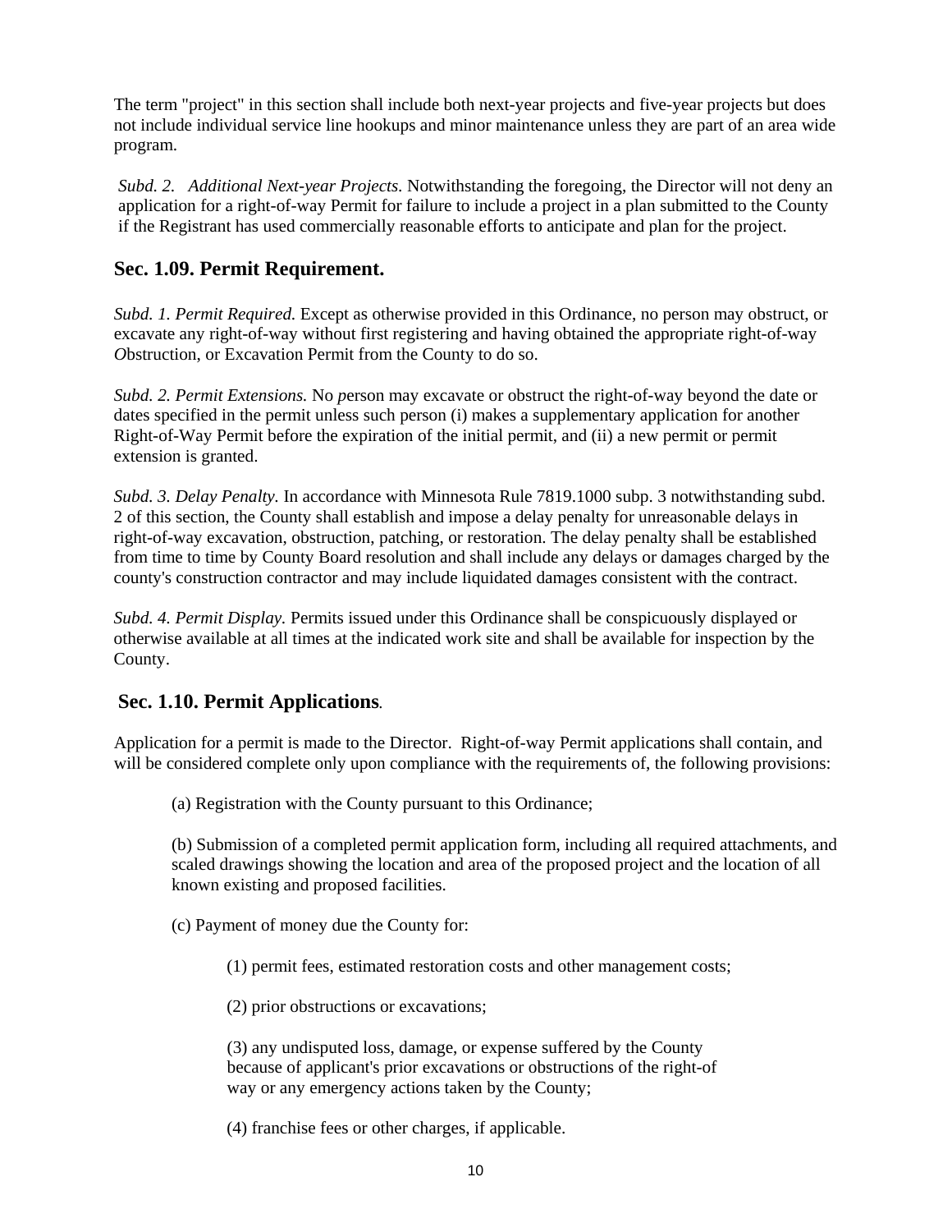The term "project" in this section shall include both next-year projects and five-year projects but does not include individual service line hookups and minor maintenance unless they are part of an area wide program.

*Subd. 2. Additional Next-year Projects.* Notwithstanding the foregoing, the Director will not deny an application for a right-of-way Permit for failure to include a project in a plan submitted to the County if the Registrant has used commercially reasonable efforts to anticipate and plan for the project.

## Sec. 1.09. Permit Requirement.

*Subd. 1. Permit Required.* Except as otherwise provided in this Ordinance, no person may obstruct, or excavate any right-of-way without first registering and having obtained the appropriate right-of-way *O*bstruction, or Excavation Permit from the County to do so.

*Subd. 2. Permit Extensions.* No *p*erson may excavate or obstruct the right-of-way beyond the date or dates specified in the permit unless such person (i) makes a supplementary application for another Right-of-Way Permit before the expiration of the initial permit, and (ii) a new permit or permit extension is granted.

*Subd. 3. Delay Penalty.* In accordance with Minnesota Rule 7819.1000 subp. 3 notwithstanding subd. 2 of this section, the County shall establish and impose a delay penalty for unreasonable delays in right-of-way excavation, obstruction, patching, or restoration. The delay penalty shall be established from time to time by County Board resolution and shall include any delays or damages charged by the county's construction contractor and may include liquidated damages consistent with the contract.

*Subd. 4. Permit Display.* Permits issued under this Ordinance shall be conspicuously displayed or otherwise available at all times at the indicated work site and shall be available for inspection by the County.

## Sec. 1.10. Permit Applications.

Application for a permit is made to the Director. Right-of-way Permit applications shall contain, and will be considered complete only upon compliance with the requirements of, the following provisions:

(a) Registration with the County pursuant to this Ordinance;

(b) Submission of a completed permit application form, including all required attachments, and scaled drawings showing the location and area of the proposed project and the location of all known existing and proposed facilities.

(c) Payment of money due the County for:

(1) permit fees, estimated restoration costs and other management costs;

(2) prior obstructions or excavations;

(3) any undisputed loss, damage, or expense suffered by the County because of applicant's prior excavations or obstructions of the right-of way or any emergency actions taken by the County;

(4) franchise fees or other charges, if applicable.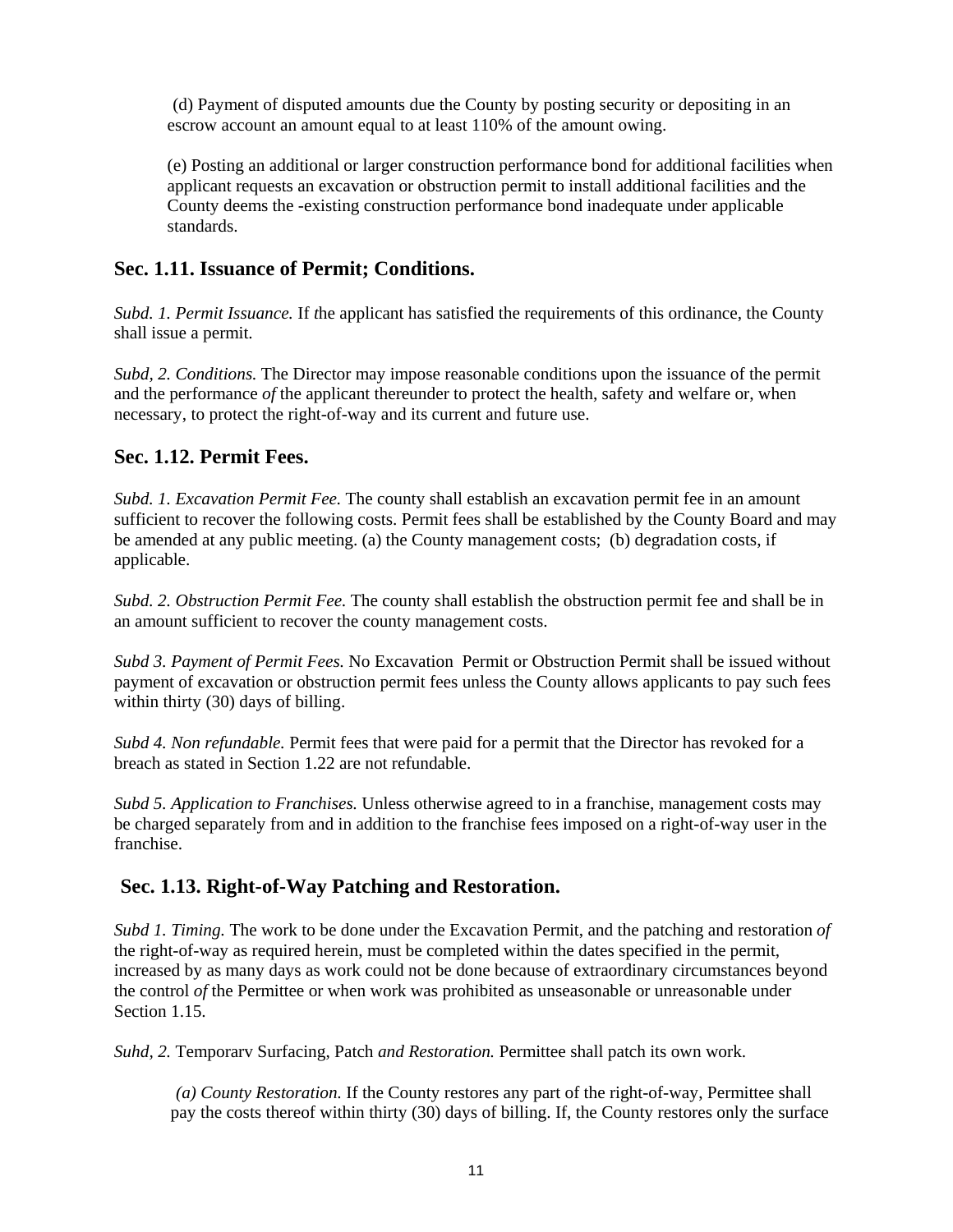(d) Payment of disputed amounts due the County by posting security or depositing in an escrow account an amount equal to at least 110% of the amount owing.

(e) Posting an additional or larger construction performance bond for additional facilities when applicant requests an excavation or obstruction permit to install additional facilities and the County deems the -existing construction performance bond inadequate under applicable standards.

## Sec. 1.11. Issuance of Permit; Conditions.

*Subd. 1. Permit Issuance.* If *t*he applicant has satisfied the requirements of this ordinance, the County shall issue a permit.

*Subd, 2. Conditions.* The Director may impose reasonable conditions upon the issuance of the permit and the performance *of* the applicant thereunder to protect the health, safety and welfare or, when necessary, to protect the right-of-way and its current and future use.

## Sec. 1.12. Permit Fees.

*Subd. 1. Excavation Permit Fee.* The county shall establish an excavation permit fee in an amount sufficient to recover the following costs. Permit fees shall be established by the County Board and may be amended at any public meeting. (a) the County management costs; (b) degradation costs, if applicable.

*Subd. 2. Obstruction Permit Fee.* The county shall establish the obstruction permit fee and shall be in an amount sufficient to recover the county management costs.

*Subd 3. Payment of Permit Fees.* No Excavation Permit or Obstruction Permit shall be issued without payment of excavation or obstruction permit fees unless the County allows applicants to pay such fees within thirty (30) days of billing.

*Subd 4. Non refundable.* Permit fees that were paid for a permit that the Director has revoked for a breach as stated in Section 1.22 are not refundable.

*Subd 5. Application to Franchises.* Unless otherwise agreed to in a franchise, management costs may be charged separately from and in addition to the franchise fees imposed on a right-of-way user in the franchise.

## Sec. 1.13. Right-of-Way Patching and Restoration.

*Subd 1. Timing.* The work to be done under the Excavation Permit, and the patching and restoration *of* the right-of-way as required herein, must be completed within the dates specified in the permit, increased by as many days as work could not be done because of extraordinary circumstances beyond the control *of* the Permittee or when work was prohibited as unseasonable or unreasonable under Section 1.15.

*Suhd, 2.* Temporarv Surfacing, Patch *and Restoration.* Permittee shall patch its own work.

*(a) County Restoration.* If the County restores any part of the right-of-way, Permittee shall pay the costs thereof within thirty (30) days of billing. If, the County restores only the surface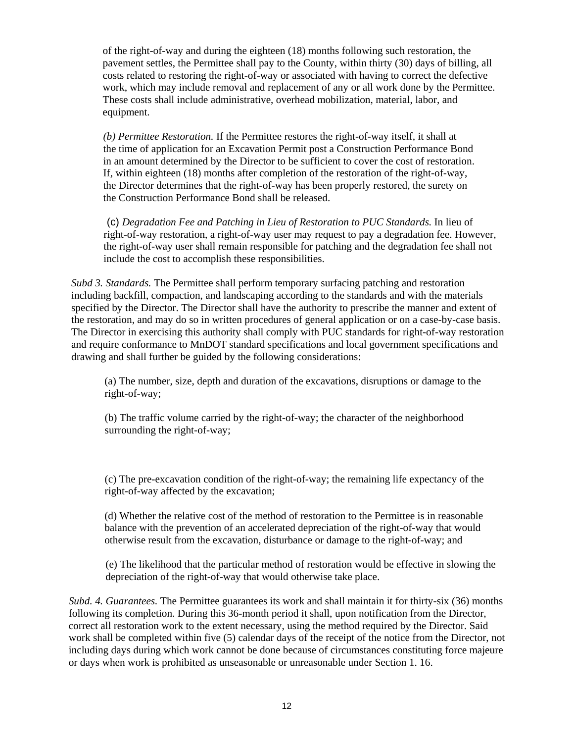of the right-of-way and during the eighteen (18) months following such restoration, the pavement settles, the Permittee shall pay to the County, within thirty (30) days of billing, all costs related to restoring the right-of-way or associated with having to correct the defective work, which may include removal and replacement of any or all work done by the Permittee. These costs shall include administrative, overhead mobilization, material, labor, and equipment.

*(b) Permittee Restoration.* If the Permittee restores the right-of-way itself, it shall at the time of application for an Excavation Permit post a Construction Performance Bond in an amount determined by the Director to be sufficient to cover the cost of restoration. If, within eighteen (18) months after completion of the restoration of the right-of-way, the Director determines that the right-of-way has been properly restored, the surety on the Construction Performance Bond shall be released.

(c) *Degradation Fee and Patching in Lieu of Restoration to PUC Standards.* In lieu of right-of-way restoration, a right-of-way user may request to pay a degradation fee. However, the right-of-way user shall remain responsible for patching and the degradation fee shall not include the cost to accomplish these responsibilities.

*Subd 3. Standards.* The Permittee shall perform temporary surfacing patching and restoration including backfill, compaction, and landscaping according to the standards and with the materials specified by the Director. The Director shall have the authority to prescribe the manner and extent of the restoration, and may do so in written procedures of general application or on a case-by-case basis. The Director in exercising this authority shall comply with PUC standards for right-of-way restoration and require conformance to MnDOT standard specifications and local government specifications and drawing and shall further be guided by the following considerations:

(a) The number, size, depth and duration of the excavations, disruptions or damage to the right-of-way;

(b) The traffic volume carried by the right-of-way; the character of the neighborhood surrounding the right-of-way;

(c) The pre-excavation condition of the right-of-way; the remaining life expectancy of the right-of-way affected by the excavation;

(d) Whether the relative cost of the method of restoration to the Permittee is in reasonable balance with the prevention of an accelerated depreciation of the right-of-way that would otherwise result from the excavation, disturbance or damage to the right-of-way; and

(e) The likelihood that the particular method of restoration would be effective in slowing the depreciation of the right-of-way that would otherwise take place.

*Subd. 4. Guarantees.* The Permittee guarantees its work and shall maintain it for thirty-six (36) months following its completion. During this 36-month period it shall, upon notification from the Director, correct all restoration work to the extent necessary, using the method required by the Director. Said work shall be completed within five (5) calendar days of the receipt of the notice from the Director, not including days during which work cannot be done because of circumstances constituting force majeure or days when work is prohibited as unseasonable or unreasonable under Section 1. 16.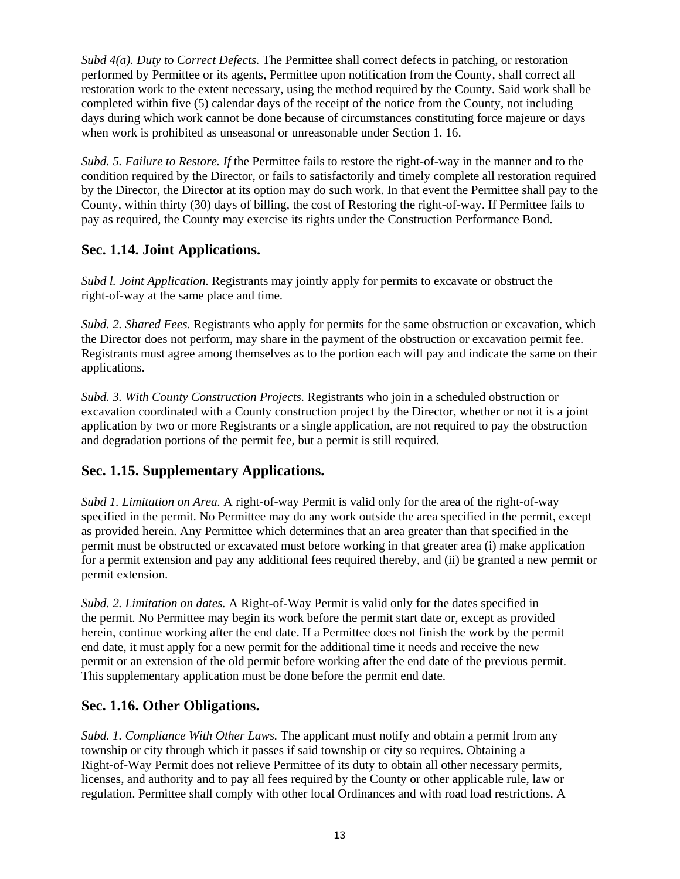*Subd 4(a). Duty to Correct Defects.* The Permittee shall correct defects in patching, or restoration performed by Permittee or its agents, Permittee upon notification from the County, shall correct all restoration work to the extent necessary, using the method required by the County. Said work shall be completed within five (5) calendar days of the receipt of the notice from the County, not including days during which work cannot be done because of circumstances constituting force majeure or days when work is prohibited as unseasonal or unreasonable under Section 1. 16.

*Subd. 5. Failure to Restore. If* the Permittee fails to restore the right-of-way in the manner and to the condition required by the Director, or fails to satisfactorily and timely complete all restoration required by the Director, the Director at its option may do such work. In that event the Permittee shall pay to the County, within thirty (30) days of billing, the cost of Restoring the right-of-way. If Permittee fails to pay as required, the County may exercise its rights under the Construction Performance Bond.

## Sec. 1.14. Joint Applications.

*Subd l. Joint Application.* Registrants may jointly apply for permits to excavate or obstruct the right-of-way at the same place and time.

*Subd. 2. Shared Fees.* Registrants who apply for permits for the same obstruction or excavation, which the Director does not perform, may share in the payment of the obstruction or excavation permit fee. Registrants must agree among themselves as to the portion each will pay and indicate the same on their applications.

*Subd. 3. With County Construction Projects.* Registrants who join in a scheduled obstruction or excavation coordinated with a County construction project by the Director, whether or not it is a joint application by two or more Registrants or a single application, are not required to pay the obstruction and degradation portions of the permit fee, but a permit is still required.

## Sec. 1.15. Supplementary Applications.

*Subd 1. Limitation on Area.* A right-of-way Permit is valid only for the area of the right-of-way specified in the permit. No Permittee may do any work outside the area specified in the permit, except as provided herein. Any Permittee which determines that an area greater than that specified in the permit must be obstructed or excavated must before working in that greater area (i) make application for a permit extension and pay any additional fees required thereby, and (ii) be granted a new permit or permit extension.

*Subd. 2. Limitation on dates.* A Right-of-Way Permit is valid only for the dates specified in the permit. No Permittee may begin its work before the permit start date or, except as provided herein, continue working after the end date. If a Permittee does not finish the work by the permit end date, it must apply for a new permit for the additional time it needs and receive the new permit or an extension of the old permit before working after the end date of the previous permit. This supplementary application must be done before the permit end date.

## Sec. 1.16. Other Obligations.

*Subd. 1. Compliance With Other Laws.* The applicant must notify and obtain a permit from any township or city through which it passes if said township or city so requires. Obtaining a Right-of-Way Permit does not relieve Permittee of its duty to obtain all other necessary permits, licenses, and authority and to pay all fees required by the County or other applicable rule, law or regulation. Permittee shall comply with other local Ordinances and with road load restrictions. A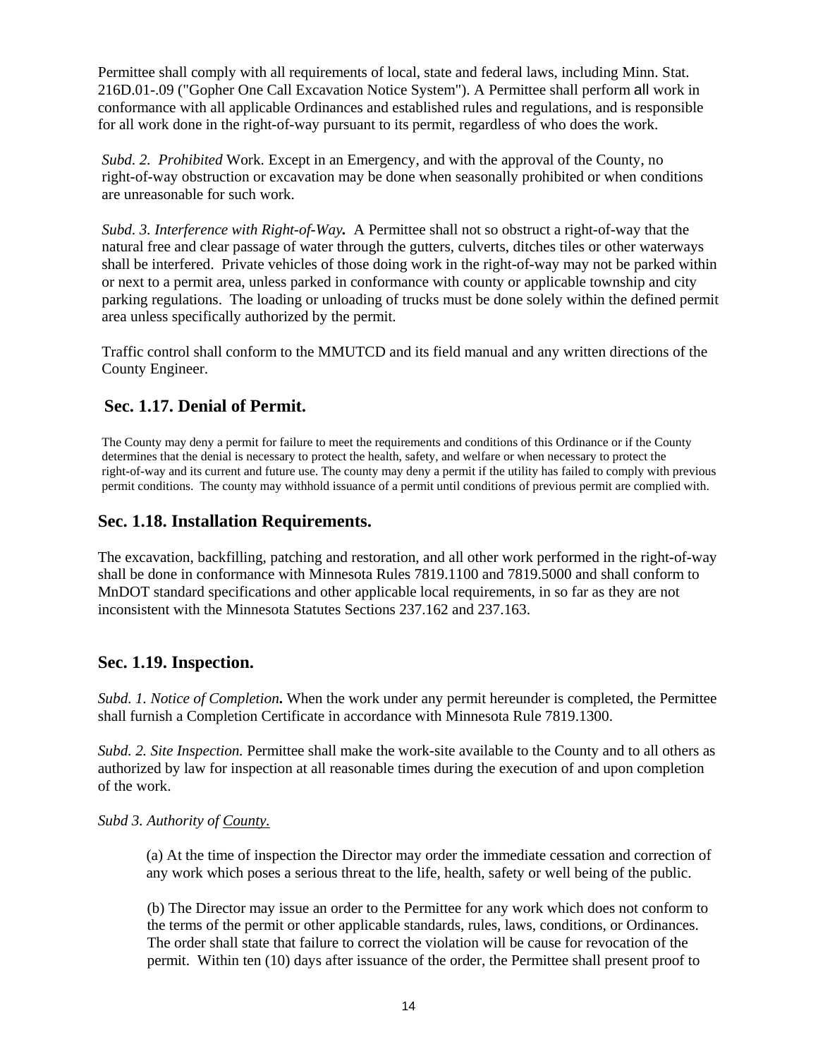Permittee shall comply with all requirements of local, state and federal laws, including Minn. Stat. 216D.01-.09 ("Gopher One Call Excavation Notice System"). A Permittee shall perform all work in conformance with all applicable Ordinances and established rules and regulations, and is responsible for all work done in the right-of-way pursuant to its permit, regardless of who does the work.

*Subd. 2. Prohibited* Work. Except in an Emergency, and with the approval of the County, no right-of-way obstruction or excavation may be done when seasonally prohibited or when conditions are unreasonable for such work.

*Subd. 3. Interference with Right-of-Way.* A Permittee shall not so obstruct a right-of-way that the natural free and clear passage of water through the gutters, culverts, ditches tiles or other waterways shall be interfered. Private vehicles of those doing work in the right-of-way may not be parked within or next to a permit area, unless parked in conformance with county or applicable township and city parking regulations. The loading or unloading of trucks must be done solely within the defined permit area unless specifically authorized by the permit.

Traffic control shall conform to the MMUTCD and its field manual and any written directions of the County Engineer.

## Sec. 1.17. Denial of Permit.

The County may deny a permit for failure to meet the requirements and conditions of this Ordinance or if the County determines that the denial is necessary to protect the health, safety, and welfare or when necessary to protect the right-of-way and its current and future use. The county may deny a permit if the utility has failed to comply with previous permit conditions. The county may withhold issuance of a permit until conditions of previous permit are complied with.

## Sec. 1.18. Installation Requirements.

The excavation, backfilling, patching and restoration, and all other work performed in the right-of-way shall be done in conformance with Minnesota Rules 7819.1100 and 7819.5000 and shall conform to MnDOT standard specifications and other applicable local requirements, in so far as they are not inconsistent with the Minnesota Statutes Sections 237.162 and 237.163.

## Sec. 1.19. Inspection.

*Subd. 1. Notice of Completion***.** When the work under any permit hereunder is completed, the Permittee shall furnish a Completion Certificate in accordance with Minnesota Rule 7819.1300.

*Subd. 2. Site Inspection.* Permittee shall make the work-site available to the County and to all others as authorized by law for inspection at all reasonable times during the execution of and upon completion of the work.

*Subd 3. Authority of County.*

(a) At the time of inspection the Director may order the immediate cessation and correction of any work which poses a serious threat to the life, health, safety or well being of the public.

(b) The Director may issue an order to the Permittee for any work which does not conform to the terms of the permit or other applicable standards, rules, laws, conditions, or Ordinances. The order shall state that failure to correct the violation will be cause for revocation of the permit. Within ten (10) days after issuance of the order, the Permittee shall present proof to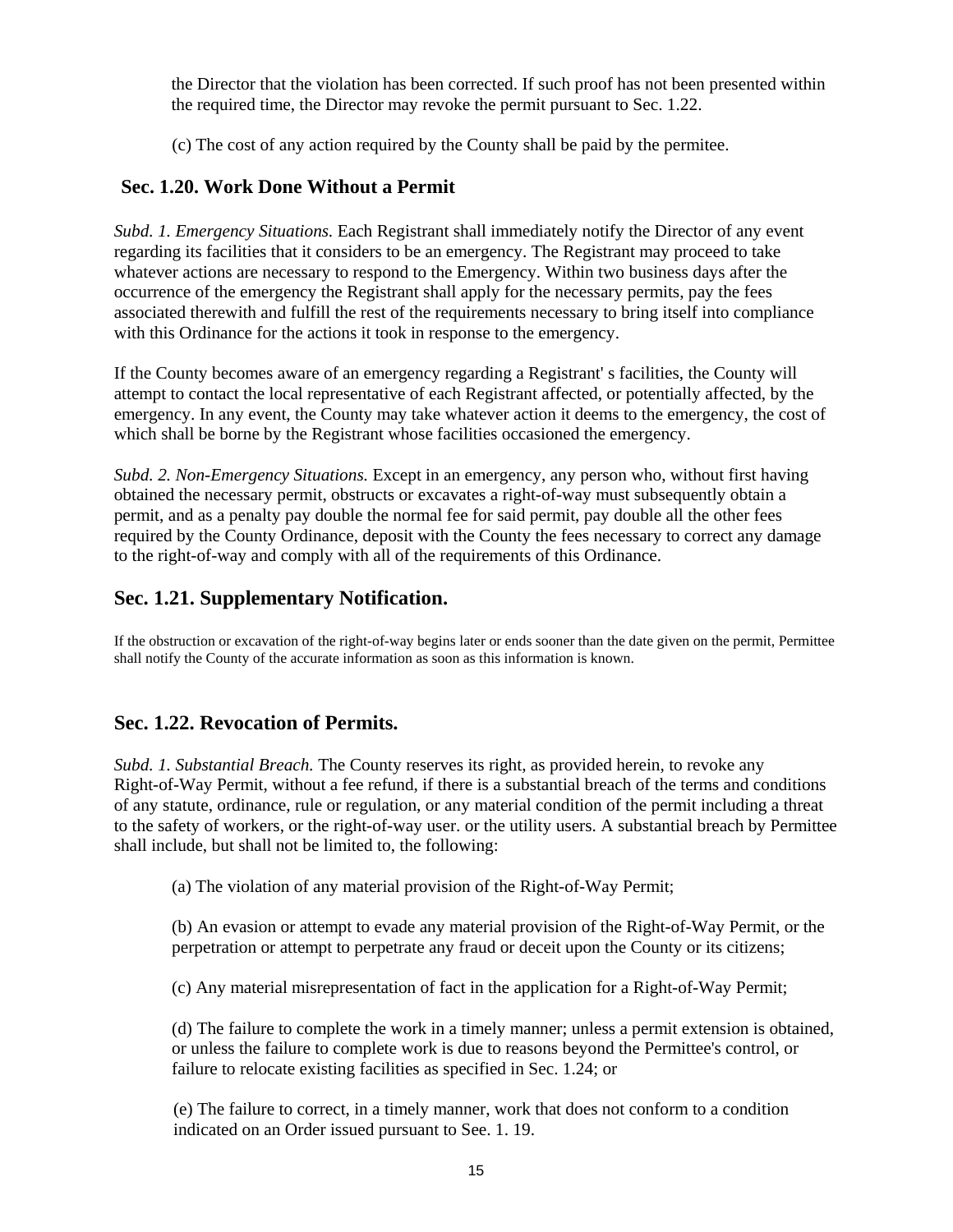the Director that the violation has been corrected. If such proof has not been presented within the required time, the Director may revoke the permit pursuant to Sec. 1.22.

(c) The cost of any action required by the County shall be paid by the permitee.

## Sec. 1.20. Work Done Without a Permit

*Subd. 1. Emergency Situations.* Each Registrant shall immediately notify the Director of any event regarding its facilities that it considers to be an emergency. The Registrant may proceed to take whatever actions are necessary to respond to the Emergency. Within two business days after the occurrence of the emergency the Registrant shall apply for the necessary permits, pay the fees associated therewith and fulfill the rest of the requirements necessary to bring itself into compliance with this Ordinance for the actions it took in response to the emergency.

If the County becomes aware of an emergency regarding a Registrant' s facilities, the County will attempt to contact the local representative of each Registrant affected, or potentially affected, by the emergency. In any event, the County may take whatever action it deems to the emergency, the cost of which shall be borne by the Registrant whose facilities occasioned the emergency.

*Subd. 2. Non-Emergency Situations.* Except in an emergency, any person who, without first having obtained the necessary permit, obstructs or excavates a right-of-way must subsequently obtain a permit, and as a penalty pay double the normal fee for said permit, pay double all the other fees required by the County Ordinance, deposit with the County the fees necessary to correct any damage to the right-of-way and comply with all of the requirements of this Ordinance.

## Sec. 1.21. Supplementary Notification.

If the obstruction or excavation of the right-of-way begins later or ends sooner than the date given on the permit, Permittee shall notify the County of the accurate information as soon as this information is known.

## Sec. 1.22. Revocation of Permits.

*Subd. 1. Substantial Breach.* The County reserves its right, as provided herein, to revoke any Right-of-Way Permit, without a fee refund, if there is a substantial breach of the terms and conditions of any statute, ordinance, rule or regulation, or any material condition of the permit including a threat to the safety of workers, or the right-of-way user. or the utility users. A substantial breach by Permittee shall include, but shall not be limited to, the following:

(a) The violation of any material provision of the Right-of-Way Permit;

(b) An evasion or attempt to evade any material provision of the Right-of-Way Permit, or the perpetration or attempt to perpetrate any fraud or deceit upon the County or its citizens;

(c) Any material misrepresentation of fact in the application for a Right-of-Way Permit;

(d) The failure to complete the work in a timely manner; unless a permit extension is obtained, or unless the failure to complete work is due to reasons beyond the Permittee's control, or failure to relocate existing facilities as specified in Sec. 1.24; or

(e) The failure to correct, in a timely manner, work that does not conform to a condition indicated on an Order issued pursuant to See. 1. 19.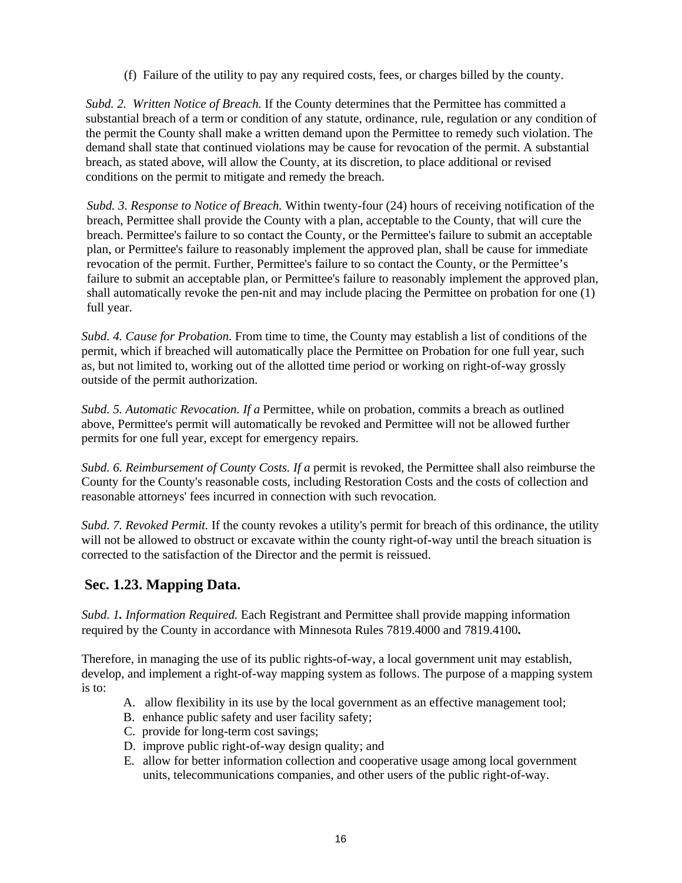(f) Failure of the utility to pay any required costs, fees, or charges billed by the county.

*Subd. 2. Written Notice of Breach.* If the County determines that the Permittee has committed a substantial breach of a term or condition of any statute, ordinance, rule, regulation or any condition of the permit the County shall make a written demand upon the Permittee to remedy such violation. The demand shall state that continued violations may be cause for revocation of the permit. A substantial breach, as stated above, will allow the County, at its discretion, to place additional or revised conditions on the permit to mitigate and remedy the breach.

*Subd. 3. Response to Notice of Breach.* Within twenty-four (24) hours of receiving notification of the breach, Permittee shall provide the County with a plan, acceptable to the County, that will cure the breach. Permittee's failure to so contact the County, or the Permittee's failure to submit an acceptable plan, or Permittee's failure to reasonably implement the approved plan, shall be cause for immediate revocation of the permit. Further, Permittee's failure to so contact the County, or the Permittee's failure to submit an acceptable plan, or Permittee's failure to reasonably implement the approved plan, shall automatically revoke the pen-nit and may include placing the Permittee on probation for one (1) full year.

*Subd. 4. Cause for Probation.* From time to time, the County may establish a list of conditions of the permit, which if breached will automatically place the Permittee on Probation for one full year, such as, but not limited to, working out of the allotted time period or working on right-of-way grossly outside of the permit authorization.

*Subd. 5. Automatic Revocation. If a* Permittee, while on probation, commits a breach as outlined above, Permittee's permit will automatically be revoked and Permittee will not be allowed further permits for one full year, except for emergency repairs.

*Subd. 6. Reimbursement of County Costs. If a* permit is revoked, the Permittee shall also reimburse the County for the County's reasonable costs, including Restoration Costs and the costs of collection and reasonable attorneys' fees incurred in connection with such revocation.

*Subd. 7. Revoked Permit.* If the county revokes a utility's permit for breach of this ordinance, the utility will not be allowed to obstruct or excavate within the county right-of-way until the breach situation is corrected to the satisfaction of the Director and the permit is reissued.

## Sec. 1.23. Mapping Data.

*Subd. 1. Information Required.* Each Registrant and Permittee shall provide mapping information required by the County in accordance with Minnesota Rules 7819.4000 and 7819.4100**.**

Therefore, in managing the use of its public rights-of-way, a local government unit may establish, develop, and implement a right-of-way mapping system as follows. The purpose of a mapping system is to:

A. allow flexibility in its use by the local government as an effective management tool;
B. enhance public safety and user facility safety;
C. provide for long-term cost savings;
D. improve public right-of-way design quality; and
E. allow for better information collection and cooperative usage among local government units, telecommunications companies, and other users of the public right-of-way.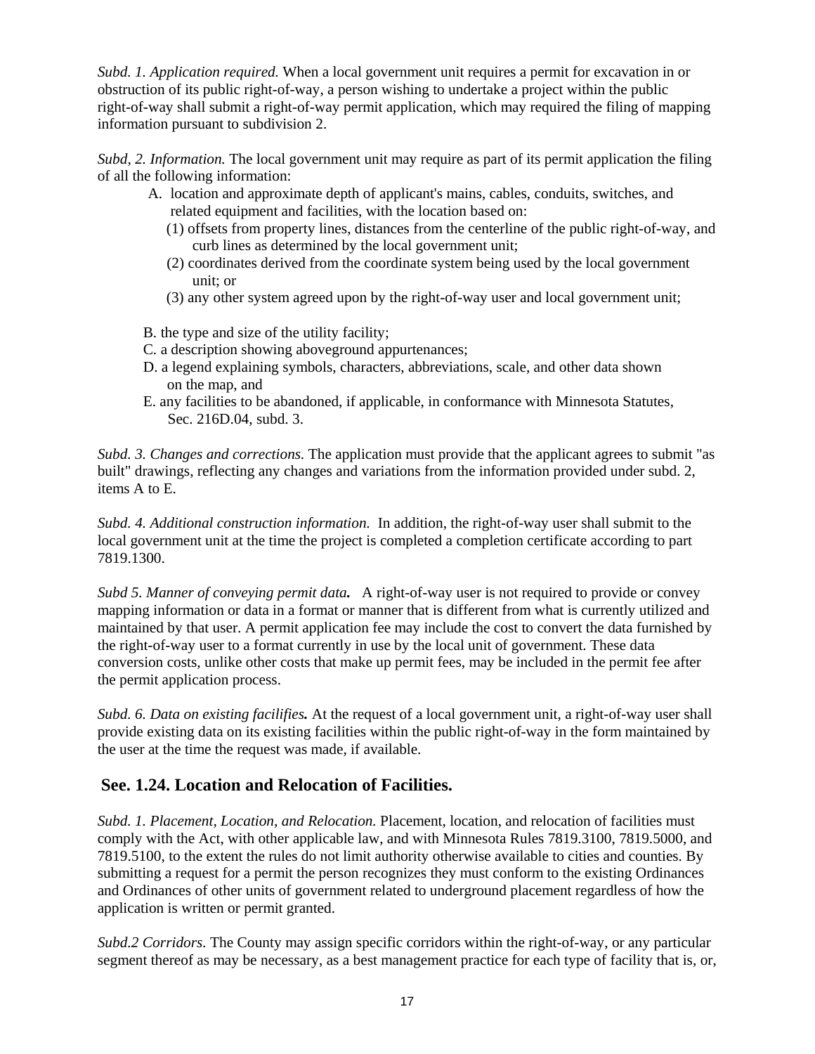*Subd. 1. Application required.* When a local government unit requires a permit for excavation in or obstruction of its public right-of-way, a person wishing to undertake a project within the public right-of-way shall submit a right-of-way permit application, which may required the filing of mapping information pursuant to subdivision 2.

*Subd, 2. Information.* The local government unit may require as part of its permit application the filing of all the following information:

- A. location and approximate depth of applicant's mains, cables, conduits, switches, and related equipment and facilities, with the location based on:
  - (1) offsets from property lines, distances from the centerline of the public right-of-way, and curb lines as determined by the local government unit;
  - (2) coordinates derived from the coordinate system being used by the local government unit; or
  - (3) any other system agreed upon by the right-of-way user and local government unit;
- B. the type and size of the utility facility;
- C. a description showing aboveground appurtenances;
- D. a legend explaining symbols, characters, abbreviations, scale, and other data shown on the map, and
- E. any facilities to be abandoned, if applicable, in conformance with Minnesota Statutes, Sec. 216D.04, subd. 3.

*Subd. 3. Changes and corrections.* The application must provide that the applicant agrees to submit "as built" drawings, reflecting any changes and variations from the information provided under subd. 2, items A to E.

*Subd. 4. Additional construction information.* In addition, the right-of-way user shall submit to the local government unit at the time the project is completed a completion certificate according to part 7819.1300.

*Subd 5. Manner of conveying permit data.* A right-of-way user is not required to provide or convey mapping information or data in a format or manner that is different from what is currently utilized and maintained by that user. A permit application fee may include the cost to convert the data furnished by the right-of-way user to a format currently in use by the local unit of government. These data conversion costs, unlike other costs that make up permit fees, may be included in the permit fee after the permit application process.

*Subd. 6. Data on existing facilifies.* At the request of a local government unit, a right-of-way user shall provide existing data on its existing facilities within the public right-of-way in the form maintained by the user at the time the request was made, if available.

## See. 1.24. Location and Relocation of Facilities.

*Subd. 1. Placement, Location, and Relocation.* Placement, location, and relocation of facilities must comply with the Act, with other applicable law, and with Minnesota Rules 7819.3100, 7819.5000, and 7819.5100, to the extent the rules do not limit authority otherwise available to cities and counties. By submitting a request for a permit the person recognizes they must conform to the existing Ordinances and Ordinances of other units of government related to underground placement regardless of how the application is written or permit granted.

*Subd.2 Corridors*. The County may assign specific corridors within the right-of-way, or any particular segment thereof as may be necessary, as a best management practice for each type of facility that is, or,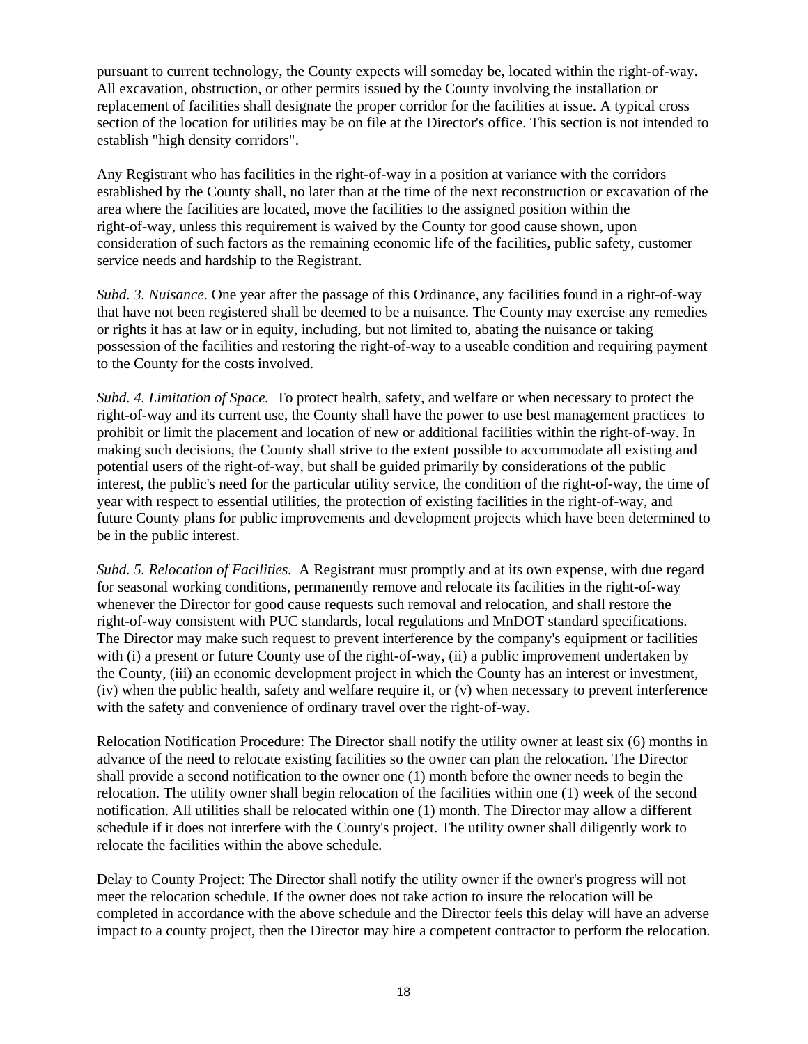pursuant to current technology, the County expects will someday be, located within the right-of-way. All excavation, obstruction, or other permits issued by the County involving the installation or replacement of facilities shall designate the proper corridor for the facilities at issue. A typical cross section of the location for utilities may be on file at the Director's office. This section is not intended to establish "high density corridors".

Any Registrant who has facilities in the right-of-way in a position at variance with the corridors established by the County shall, no later than at the time of the next reconstruction or excavation of the area where the facilities are located, move the facilities to the assigned position within the right-of-way, unless this requirement is waived by the County for good cause shown, upon consideration of such factors as the remaining economic life of the facilities, public safety, customer service needs and hardship to the Registrant.

*Subd. 3. Nuisance.* One year after the passage of this Ordinance, any facilities found in a right-of-way that have not been registered shall be deemed to be a nuisance. The County may exercise any remedies or rights it has at law or in equity, including, but not limited to, abating the nuisance or taking possession of the facilities and restoring the right-of-way to a useable condition and requiring payment to the County for the costs involved.

*Subd. 4. Limitation of Space.* To protect health, safety, and welfare or when necessary to protect the right-of-way and its current use, the County shall have the power to use best management practices to prohibit or limit the placement and location of new or additional facilities within the right-of-way. In making such decisions, the County shall strive to the extent possible to accommodate all existing and potential users of the right-of-way, but shall be guided primarily by considerations of the public interest, the public's need for the particular utility service, the condition of the right-of-way, the time of year with respect to essential utilities, the protection of existing facilities in the right-of-way, and future County plans for public improvements and development projects which have been determined to be in the public interest.

*Subd. 5. Relocation of Facilities.* A Registrant must promptly and at its own expense, with due regard for seasonal working conditions, permanently remove and relocate its facilities in the right-of-way whenever the Director for good cause requests such removal and relocation, and shall restore the right-of-way consistent with PUC standards, local regulations and MnDOT standard specifications. The Director may make such request to prevent interference by the company's equipment or facilities with (i) a present or future County use of the right-of-way, (ii) a public improvement undertaken by the County, (iii) an economic development project in which the County has an interest or investment, (iv) when the public health, safety and welfare require it, or (v) when necessary to prevent interference with the safety and convenience of ordinary travel over the right-of-way.

Relocation Notification Procedure: The Director shall notify the utility owner at least six (6) months in advance of the need to relocate existing facilities so the owner can plan the relocation. The Director shall provide a second notification to the owner one (1) month before the owner needs to begin the relocation. The utility owner shall begin relocation of the facilities within one (1) week of the second notification. All utilities shall be relocated within one (1) month. The Director may allow a different schedule if it does not interfere with the County's project. The utility owner shall diligently work to relocate the facilities within the above schedule.

Delay to County Project: The Director shall notify the utility owner if the owner's progress will not meet the relocation schedule. If the owner does not take action to insure the relocation will be completed in accordance with the above schedule and the Director feels this delay will have an adverse impact to a county project, then the Director may hire a competent contractor to perform the relocation.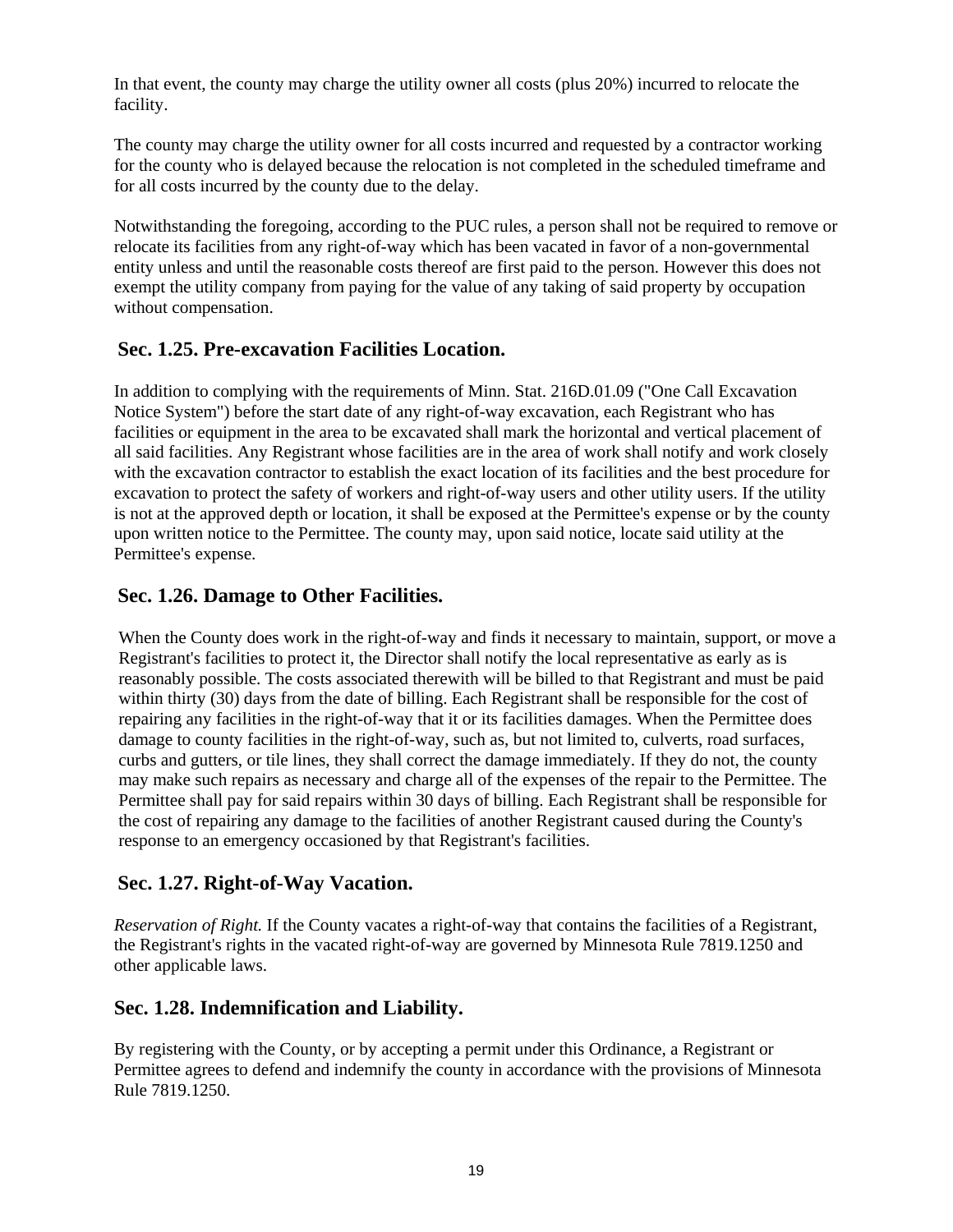In that event, the county may charge the utility owner all costs (plus 20%) incurred to relocate the facility.

The county may charge the utility owner for all costs incurred and requested by a contractor working for the county who is delayed because the relocation is not completed in the scheduled timeframe and for all costs incurred by the county due to the delay.

Notwithstanding the foregoing, according to the PUC rules, a person shall not be required to remove or relocate its facilities from any right-of-way which has been vacated in favor of a non-governmental entity unless and until the reasonable costs thereof are first paid to the person. However this does not exempt the utility company from paying for the value of any taking of said property by occupation without compensation.

## Sec. 1.25. Pre-excavation Facilities Location.

In addition to complying with the requirements of Minn. Stat. 216D.01.09 ("One Call Excavation Notice System") before the start date of any right-of-way excavation, each Registrant who has facilities or equipment in the area to be excavated shall mark the horizontal and vertical placement of all said facilities. Any Registrant whose facilities are in the area of work shall notify and work closely with the excavation contractor to establish the exact location of its facilities and the best procedure for excavation to protect the safety of workers and right-of-way users and other utility users. If the utility is not at the approved depth or location, it shall be exposed at the Permittee's expense or by the county upon written notice to the Permittee. The county may, upon said notice, locate said utility at the Permittee's expense.

## Sec. 1.26. Damage to Other Facilities.

When the County does work in the right-of-way and finds it necessary to maintain, support, or move a Registrant's facilities to protect it, the Director shall notify the local representative as early as is reasonably possible. The costs associated therewith will be billed to that Registrant and must be paid within thirty (30) days from the date of billing. Each Registrant shall be responsible for the cost of repairing any facilities in the right-of-way that it or its facilities damages. When the Permittee does damage to county facilities in the right-of-way, such as, but not limited to, culverts, road surfaces, curbs and gutters, or tile lines, they shall correct the damage immediately. If they do not, the county may make such repairs as necessary and charge all of the expenses of the repair to the Permittee. The Permittee shall pay for said repairs within 30 days of billing. Each Registrant shall be responsible for the cost of repairing any damage to the facilities of another Registrant caused during the County's response to an emergency occasioned by that Registrant's facilities.

## Sec. 1.27. Right-of-Way Vacation.

*Reservation of Right.* If the County vacates a right-of-way that contains the facilities of a Registrant, the Registrant's rights in the vacated right-of-way are governed by Minnesota Rule 7819.1250 and other applicable laws.

## Sec. 1.28. Indemnification and Liability.

By registering with the County, or by accepting a permit under this Ordinance, a Registrant or Permittee agrees to defend and indemnify the county in accordance with the provisions of Minnesota Rule 7819.1250.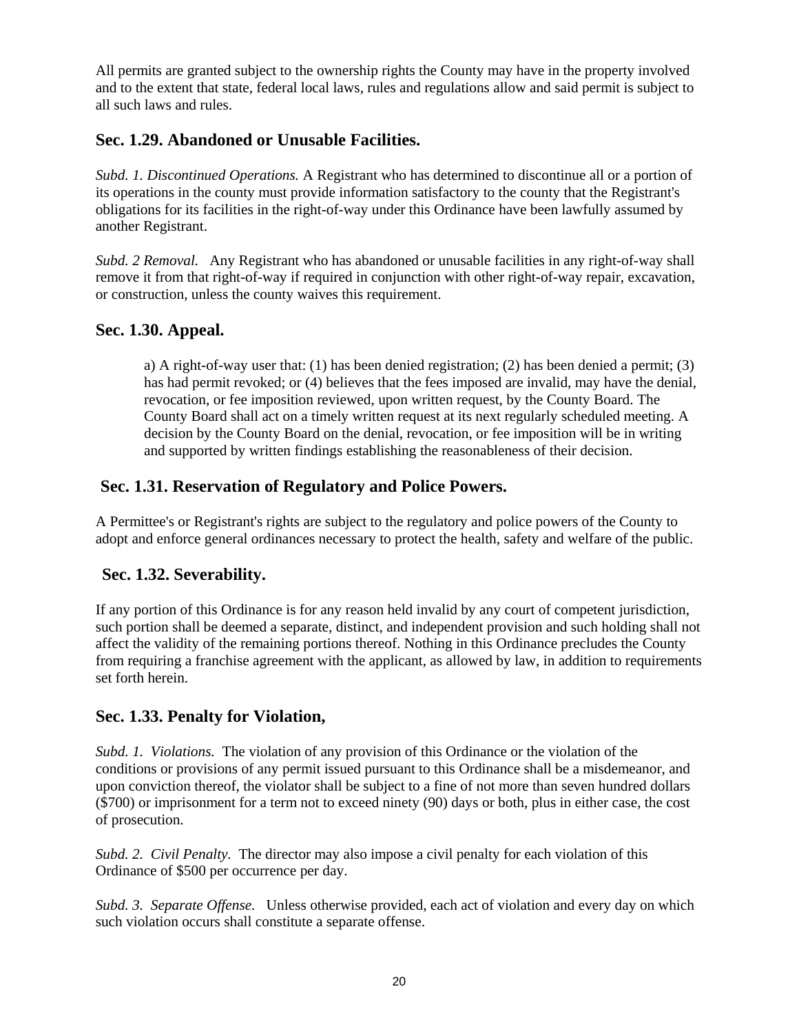All permits are granted subject to the ownership rights the County may have in the property involved and to the extent that state, federal local laws, rules and regulations allow and said permit is subject to all such laws and rules.

## Sec. 1.29. Abandoned or Unusable Facilities.

*Subd. 1. Discontinued Operations.* A Registrant who has determined to discontinue all or a portion of its operations in the county must provide information satisfactory to the county that the Registrant's obligations for its facilities in the right-of-way under this Ordinance have been lawfully assumed by another Registrant.

*Subd. 2 Removal.* Any Registrant who has abandoned or unusable facilities in any right-of-way shall remove it from that right-of-way if required in conjunction with other right-of-way repair, excavation, or construction, unless the county waives this requirement.

## Sec. 1.30. Appeal.

a) A right-of-way user that: (1) has been denied registration; (2) has been denied a permit; (3) has had permit revoked; or (4) believes that the fees imposed are invalid, may have the denial, revocation, or fee imposition reviewed, upon written request, by the County Board. The County Board shall act on a timely written request at its next regularly scheduled meeting. A decision by the County Board on the denial, revocation, or fee imposition will be in writing and supported by written findings establishing the reasonableness of their decision.

## Sec. 1.31. Reservation of Regulatory and Police Powers.

A Permittee's or Registrant's rights are subject to the regulatory and police powers of the County to adopt and enforce general ordinances necessary to protect the health, safety and welfare of the public.

## Sec. 1.32. Severability.

If any portion of this Ordinance is for any reason held invalid by any court of competent jurisdiction, such portion shall be deemed a separate, distinct, and independent provision and such holding shall not affect the validity of the remaining portions thereof. Nothing in this Ordinance precludes the County from requiring a franchise agreement with the applicant, as allowed by law, in addition to requirements set forth herein.

## Sec. 1.33. Penalty for Violation,

*Subd. 1. Violations.* The violation of any provision of this Ordinance or the violation of the conditions or provisions of any permit issued pursuant to this Ordinance shall be a misdemeanor, and upon conviction thereof, the violator shall be subject to a fine of not more than seven hundred dollars ($700) or imprisonment for a term not to exceed ninety (90) days or both, plus in either case, the cost of prosecution.

*Subd. 2. Civil Penalty.* The director may also impose a civil penalty for each violation of this Ordinance of $500 per occurrence per day.

*Subd. 3. Separate Offense.* Unless otherwise provided, each act of violation and every day on which such violation occurs shall constitute a separate offense.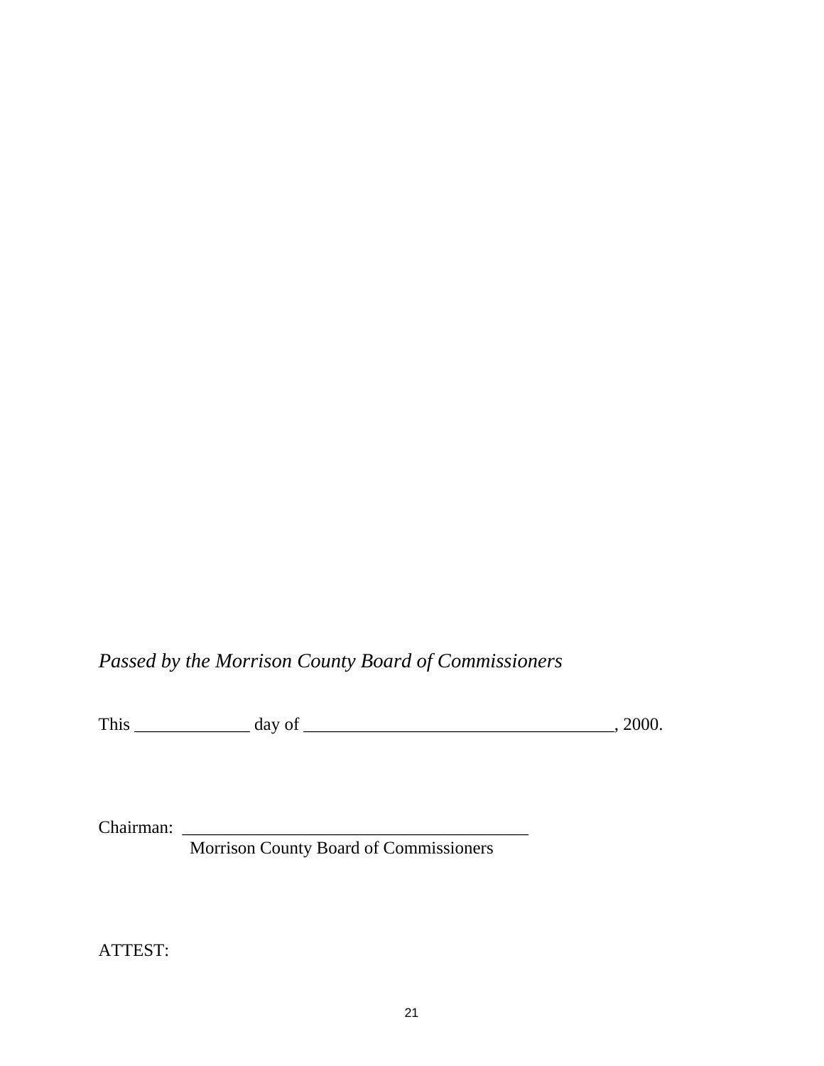*Passed by the Morrison County Board of Commissioners*

This _____________ day of ___________________________________, 2000.

Chairman: ________________________________________
Morrison County Board of Commissioners

ATTEST: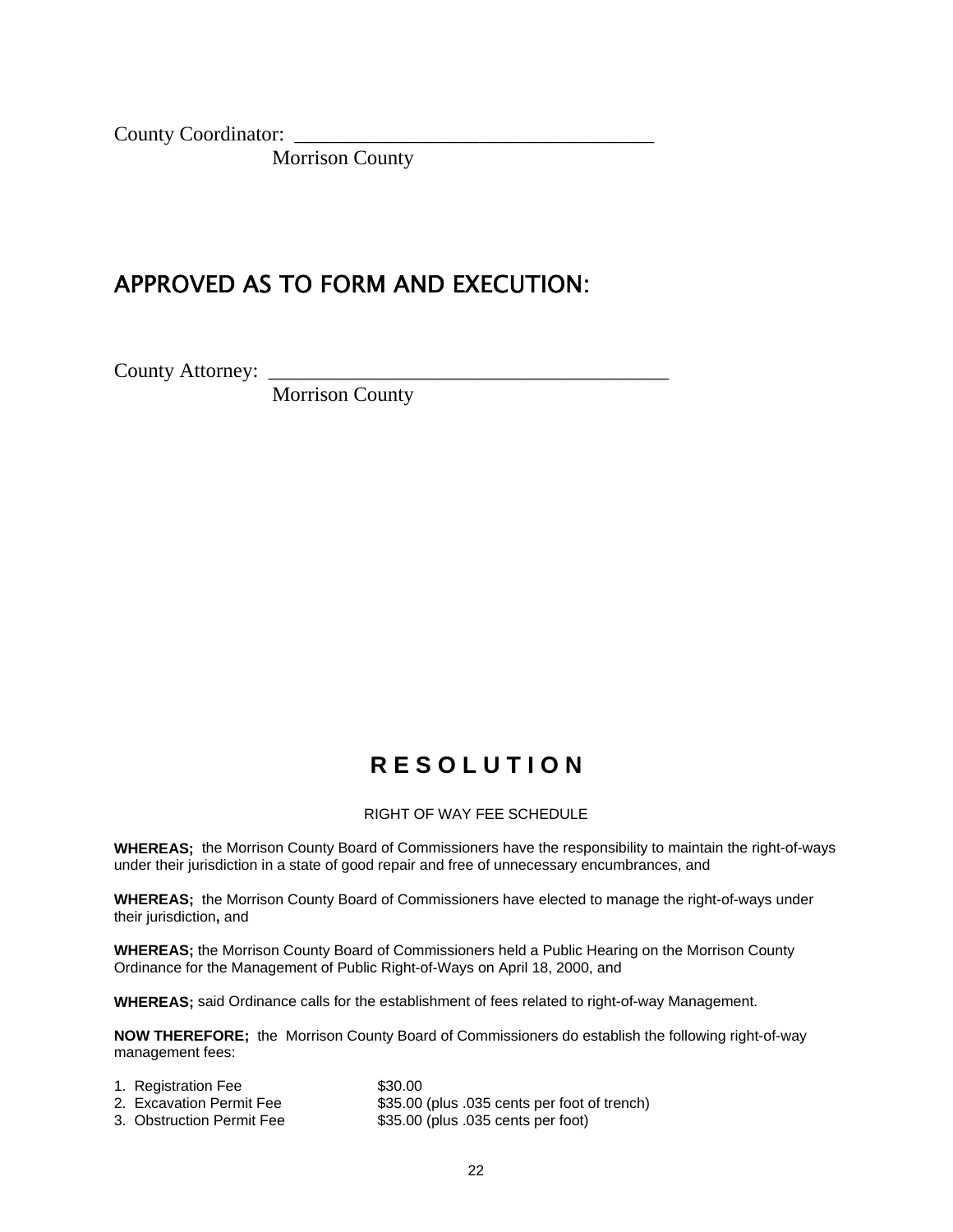County Coordinator: \_\_\_\_\_\_\_\_\_\_\_\_\_\_\_\_\_\_\_\_\_\_\_\_\_\_\_\_\_\_\_\_\_\_\_\_

Morrison County

## APPROVED AS TO FORM AND EXECUTION:

County Attorney: \_\_\_\_\_\_\_\_\_\_\_\_\_\_\_\_\_\_\_\_\_\_\_\_\_\_\_\_\_\_\_\_\_\_\_\_\_\_\_\_

Morrison County

# R E S O L U T I O N

RIGHT OF WAY FEE SCHEDULE

**WHEREAS;** the Morrison County Board of Commissioners have the responsibility to maintain the right-of-ways under their jurisdiction in a state of good repair and free of unnecessary encumbrances, and

**WHEREAS;** the Morrison County Board of Commissioners have elected to manage the right-of-ways under their jurisdiction**,** and

**WHEREAS;** the Morrison County Board of Commissioners held a Public Hearing on the Morrison County Ordinance for the Management of Public Right-of-Ways on April 18, 2000, and

**WHEREAS;** said Ordinance calls for the establishment of fees related to right-of-way Management.

**NOW THEREFORE;** the Morrison County Board of Commissioners do establish the following right-of-way management fees:

1. Registration Fee — $30.00
2. Excavation Permit Fee — $35.00 (plus .035 cents per foot of trench)
3. Obstruction Permit Fee — $35.00 (plus .035 cents per foot)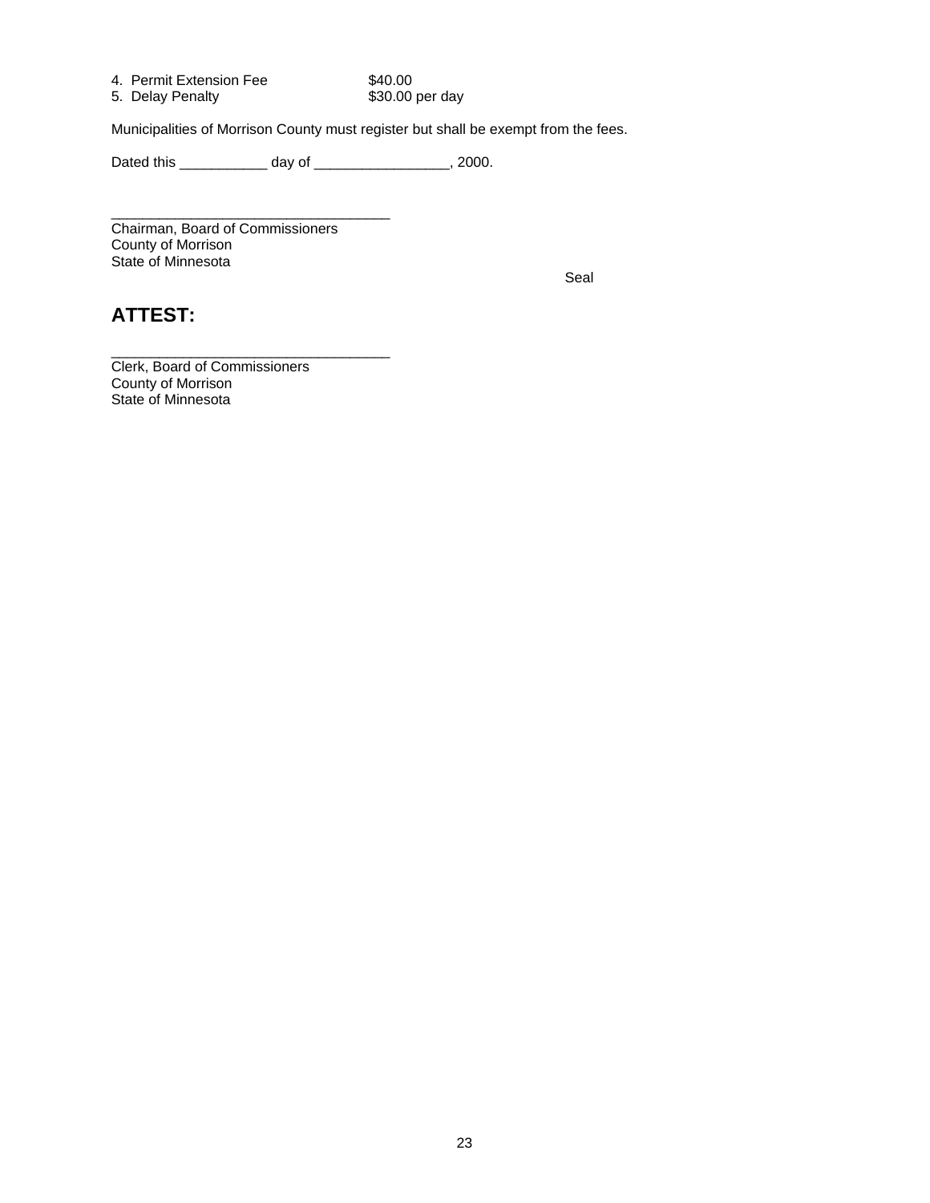4. Permit Extension Fee $40.00
5. Delay Penalty $30.00 per day

Municipalities of Morrison County must register but shall be exempt from the fees.

Dated this ___________ day of _________________, 2000.

___________________________________
Chairman, Board of Commissioners
County of Morrison
State of Minnesota

Seal

## ATTEST:

___________________________________
Clerk, Board of Commissioners
County of Morrison
State of Minnesota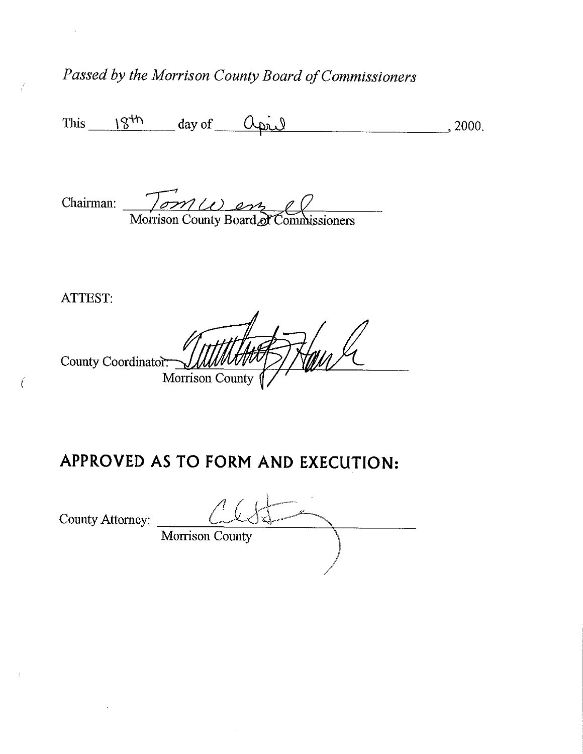*Passed by the Morrison County Board of Commissioners*

This 18th day of April, 2000.

Chairman: Tom Wenzel
Morrison County Board of Commissioners

ATTEST:

County Coordinator: 
Morrison County

## APPROVED AS TO FORM AND EXECUTION:

County Attorney: 
Morrison County